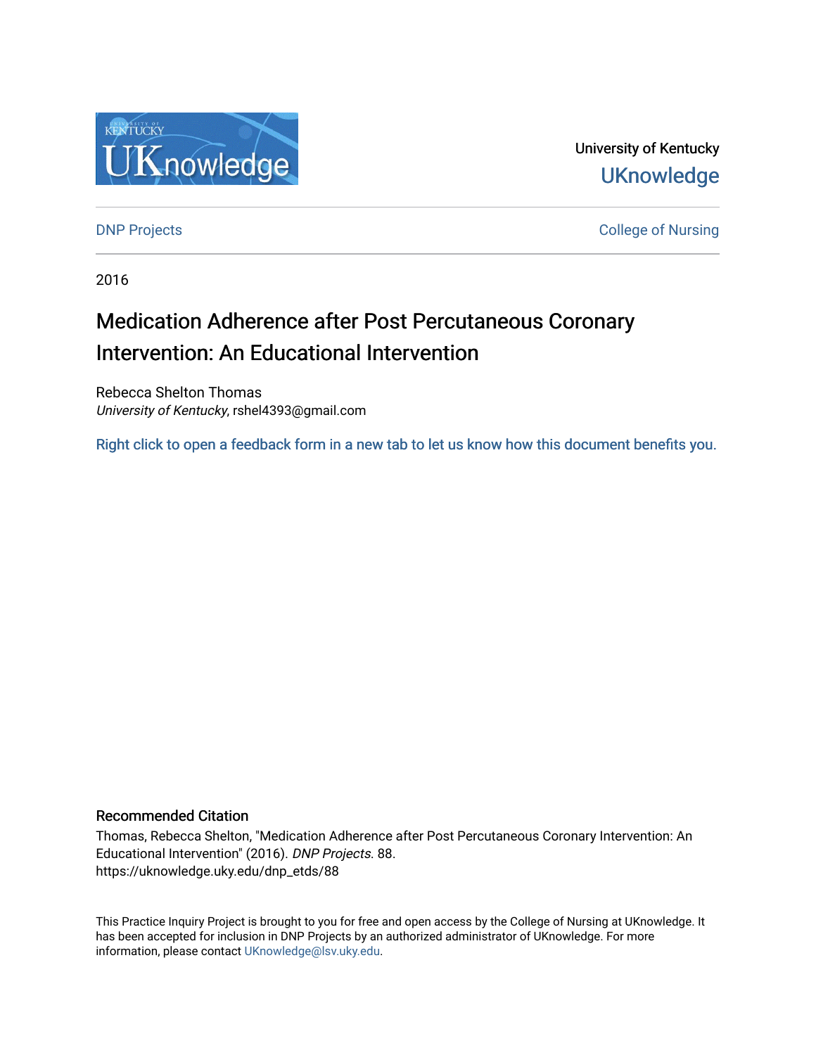University of Kentucky

UKnowledge

DNP Projects

College of Nursing

2016

# Medication Adherence after Post Percutaneous Coronary Intervention: An Educational Intervention

Rebecca Shelton Thomas
*University of Kentucky*, rshel4393@gmail.com

Right click to open a feedback form in a new tab to let us know how this document benefits you.

## Recommended Citation

Thomas, Rebecca Shelton, "Medication Adherence after Post Percutaneous Coronary Intervention: An Educational Intervention" (2016). *DNP Projects*. 88.
https://uknowledge.uky.edu/dnp_etds/88

This Practice Inquiry Project is brought to you for free and open access by the College of Nursing at UKnowledge. It has been accepted for inclusion in DNP Projects by an authorized administrator of UKnowledge. For more information, please contact UKnowledge@lsv.uky.edu.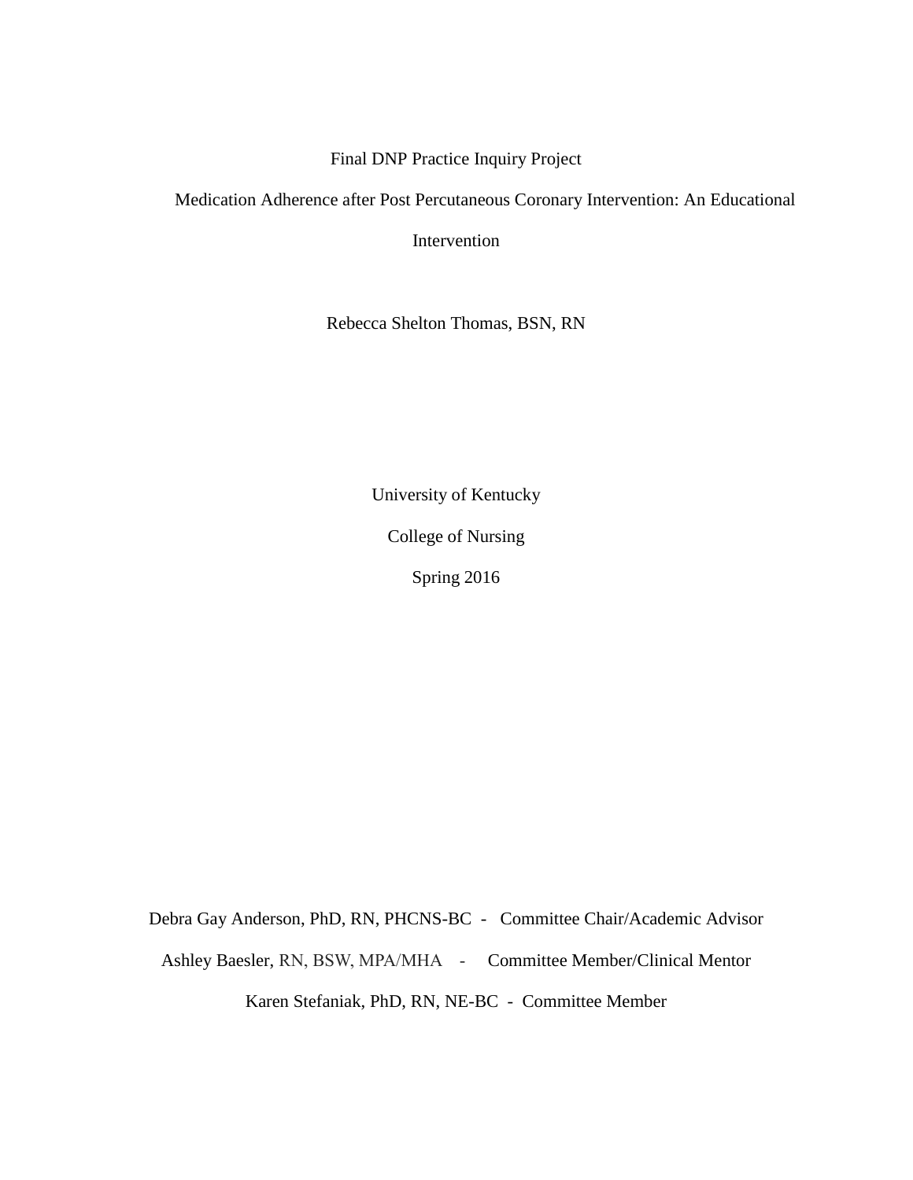Final DNP Practice Inquiry Project

Medication Adherence after Post Percutaneous Coronary Intervention: An Educational Intervention

Rebecca Shelton Thomas, BSN, RN

University of Kentucky

College of Nursing

Spring 2016

Debra Gay Anderson, PhD, RN, PHCNS-BC - Committee Chair/Academic Advisor

Ashley Baesler, RN, BSW, MPA/MHA - Committee Member/Clinical Mentor

Karen Stefaniak, PhD, RN, NE-BC - Committee Member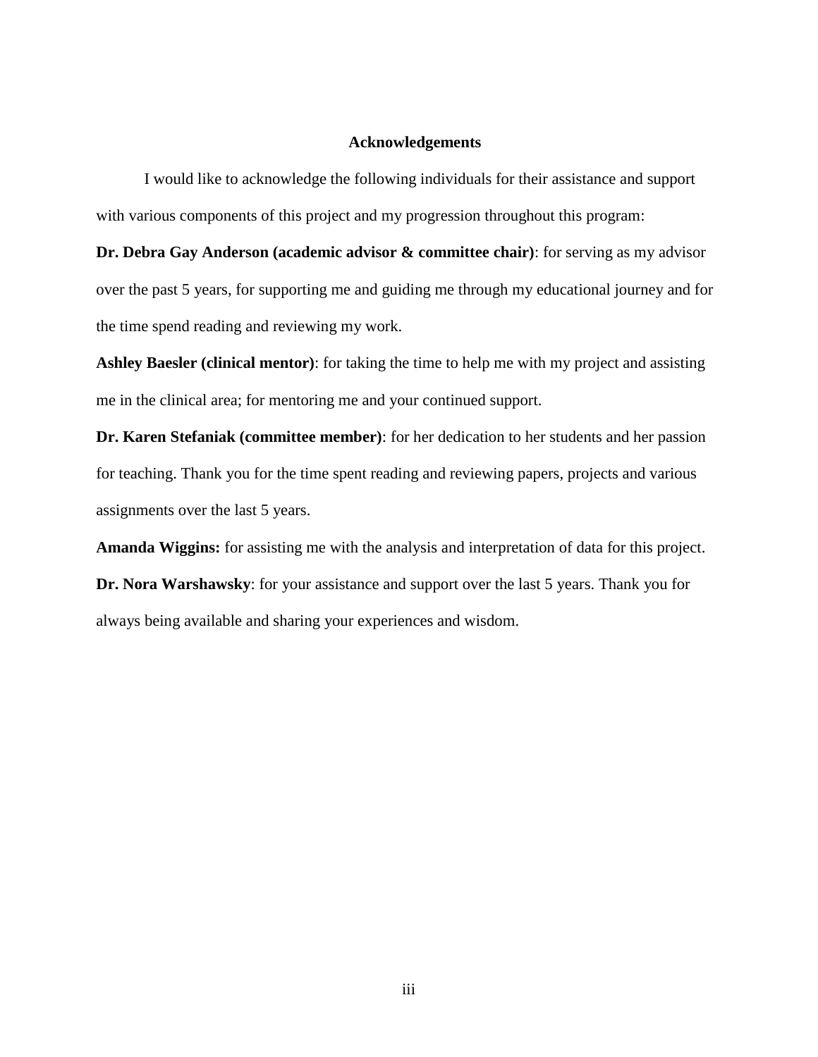## Acknowledgements

I would like to acknowledge the following individuals for their assistance and support with various components of this project and my progression throughout this program:

**Dr. Debra Gay Anderson (academic advisor & committee chair)**: for serving as my advisor over the past 5 years, for supporting me and guiding me through my educational journey and for the time spend reading and reviewing my work.

**Ashley Baesler (clinical mentor)**: for taking the time to help me with my project and assisting me in the clinical area; for mentoring me and your continued support.

**Dr. Karen Stefaniak (committee member)**: for her dedication to her students and her passion for teaching. Thank you for the time spent reading and reviewing papers, projects and various assignments over the last 5 years.

**Amanda Wiggins:** for assisting me with the analysis and interpretation of data for this project.

**Dr. Nora Warshawsky**: for your assistance and support over the last 5 years. Thank you for always being available and sharing your experiences and wisdom.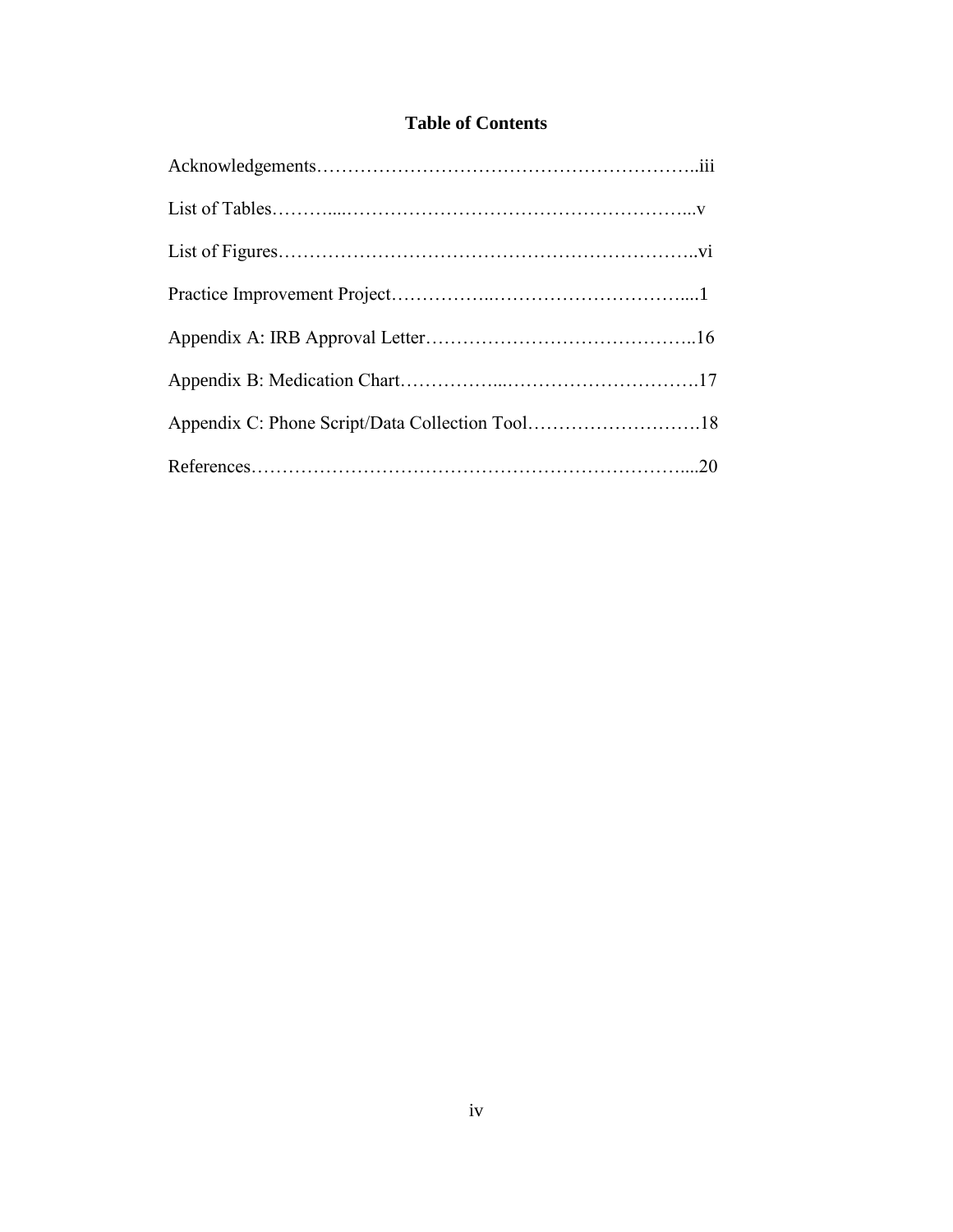# Table of Contents

Acknowledgements……………………………………………………..iii

List of Tables………...…………………………………………………...v

List of Figures…………………………………………………………..vi

Practice Improvement Project……………..…………………………....1

Appendix A: IRB Approval Letter……………………………………..16

Appendix B: Medication Chart……………...………………………….17

Appendix C: Phone Script/Data Collection Tool……………….……….18

References…………………………………………………………....20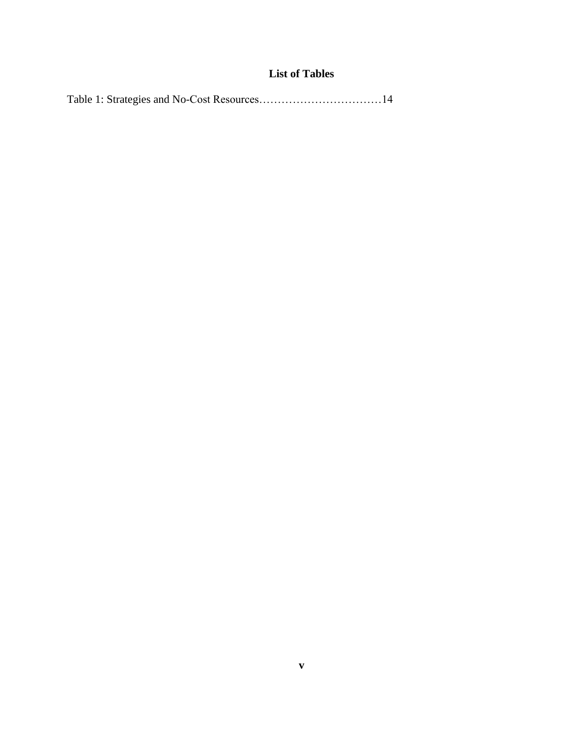## List of Tables

Table 1: Strategies and No-Cost Resources……………………………14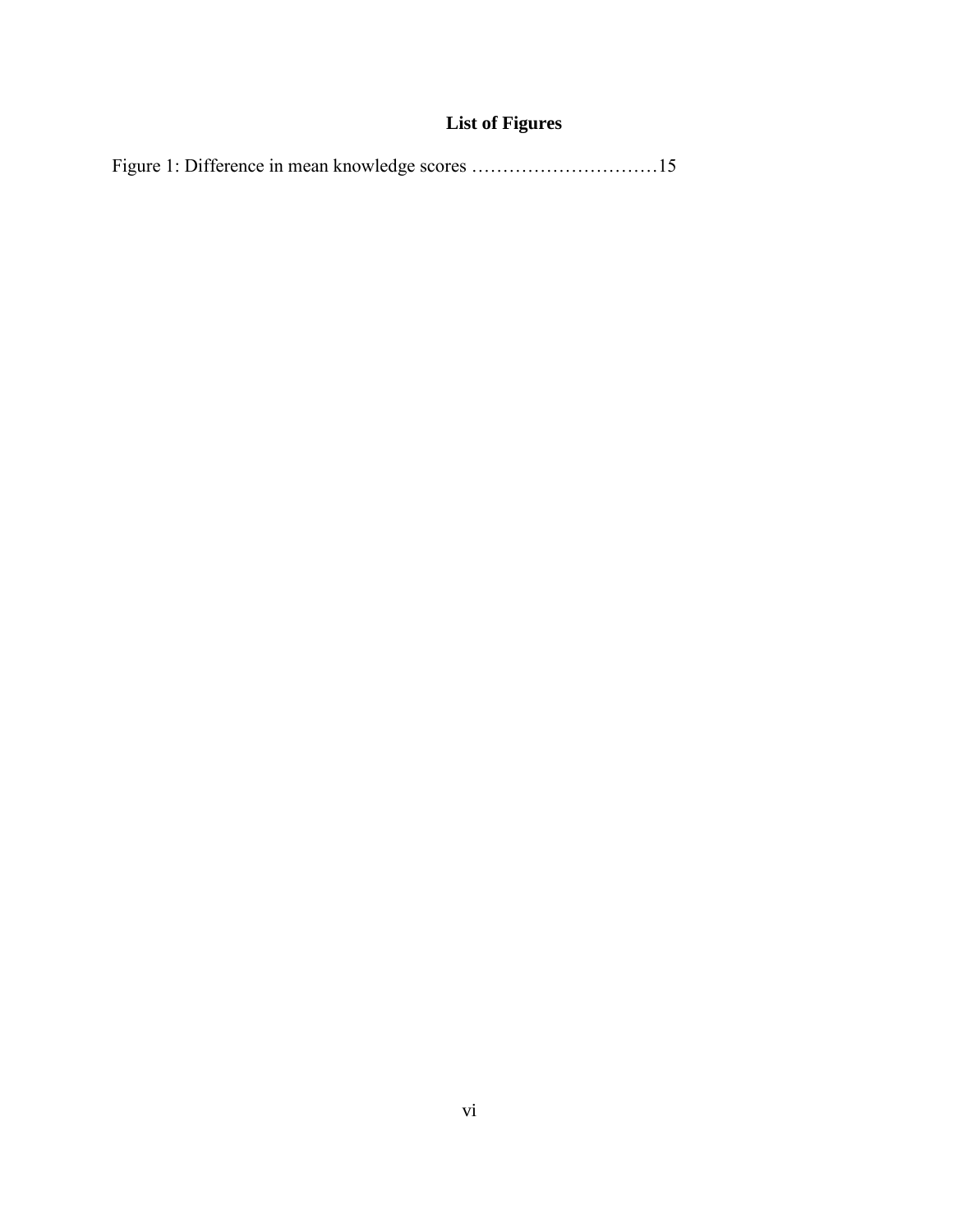## List of Figures

Figure 1: Difference in mean knowledge scores …………………………15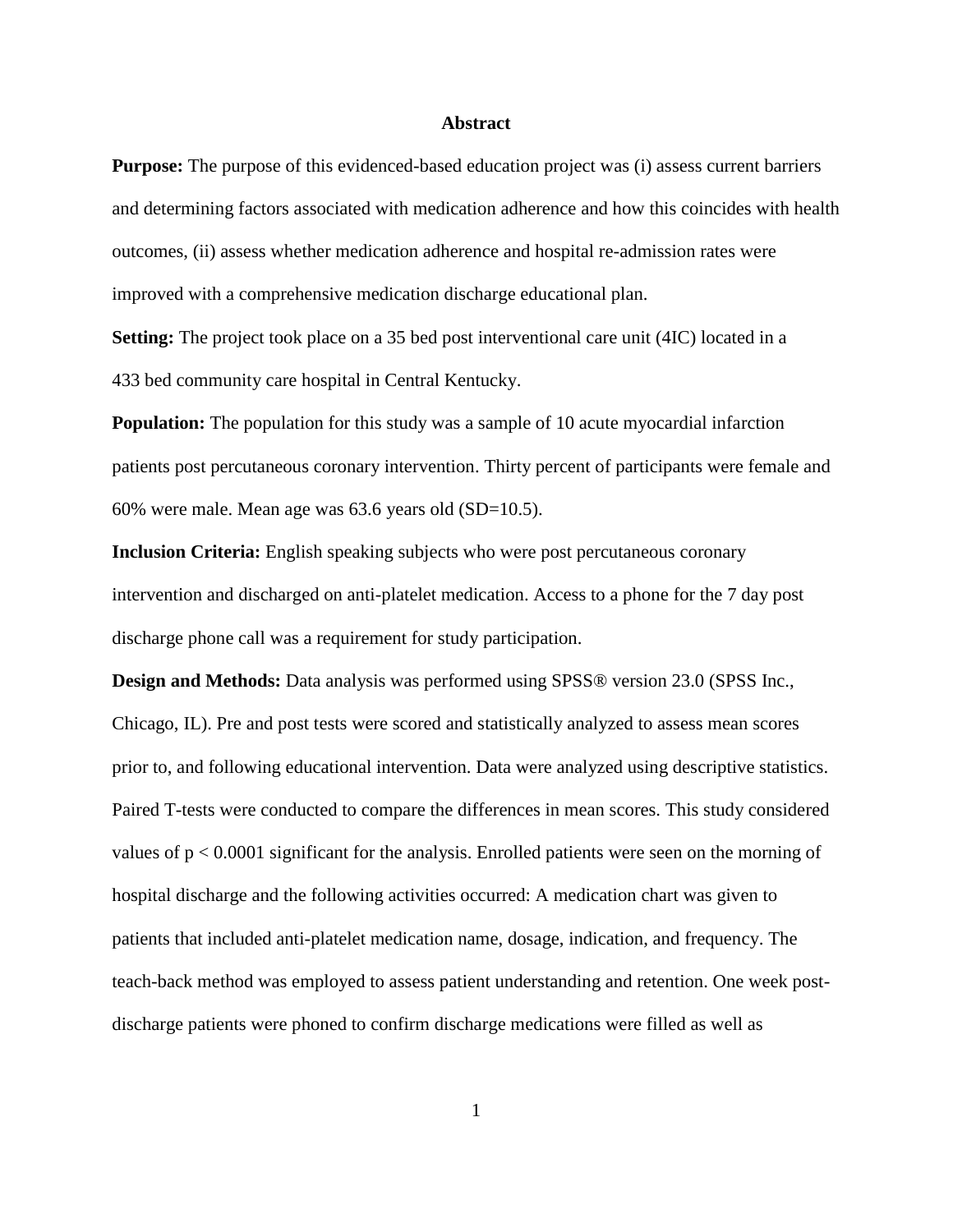**Abstract**

**Purpose:** The purpose of this evidenced-based education project was (i) assess current barriers and determining factors associated with medication adherence and how this coincides with health outcomes, (ii) assess whether medication adherence and hospital re-admission rates were improved with a comprehensive medication discharge educational plan.

**Setting:** The project took place on a 35 bed post interventional care unit (4IC) located in a 433 bed community care hospital in Central Kentucky.

**Population:** The population for this study was a sample of 10 acute myocardial infarction patients post percutaneous coronary intervention. Thirty percent of participants were female and 60% were male. Mean age was 63.6 years old (SD=10.5).

**Inclusion Criteria:** English speaking subjects who were post percutaneous coronary intervention and discharged on anti-platelet medication. Access to a phone for the 7 day post discharge phone call was a requirement for study participation.

**Design and Methods:** Data analysis was performed using SPSS® version 23.0 (SPSS Inc., Chicago, IL). Pre and post tests were scored and statistically analyzed to assess mean scores prior to, and following educational intervention. Data were analyzed using descriptive statistics. Paired T-tests were conducted to compare the differences in mean scores. This study considered values of $p < 0.0001$ significant for the analysis. Enrolled patients were seen on the morning of hospital discharge and the following activities occurred: A medication chart was given to patients that included anti-platelet medication name, dosage, indication, and frequency. The teach-back method was employed to assess patient understanding and retention. One week post-discharge patients were phoned to confirm discharge medications were filled as well as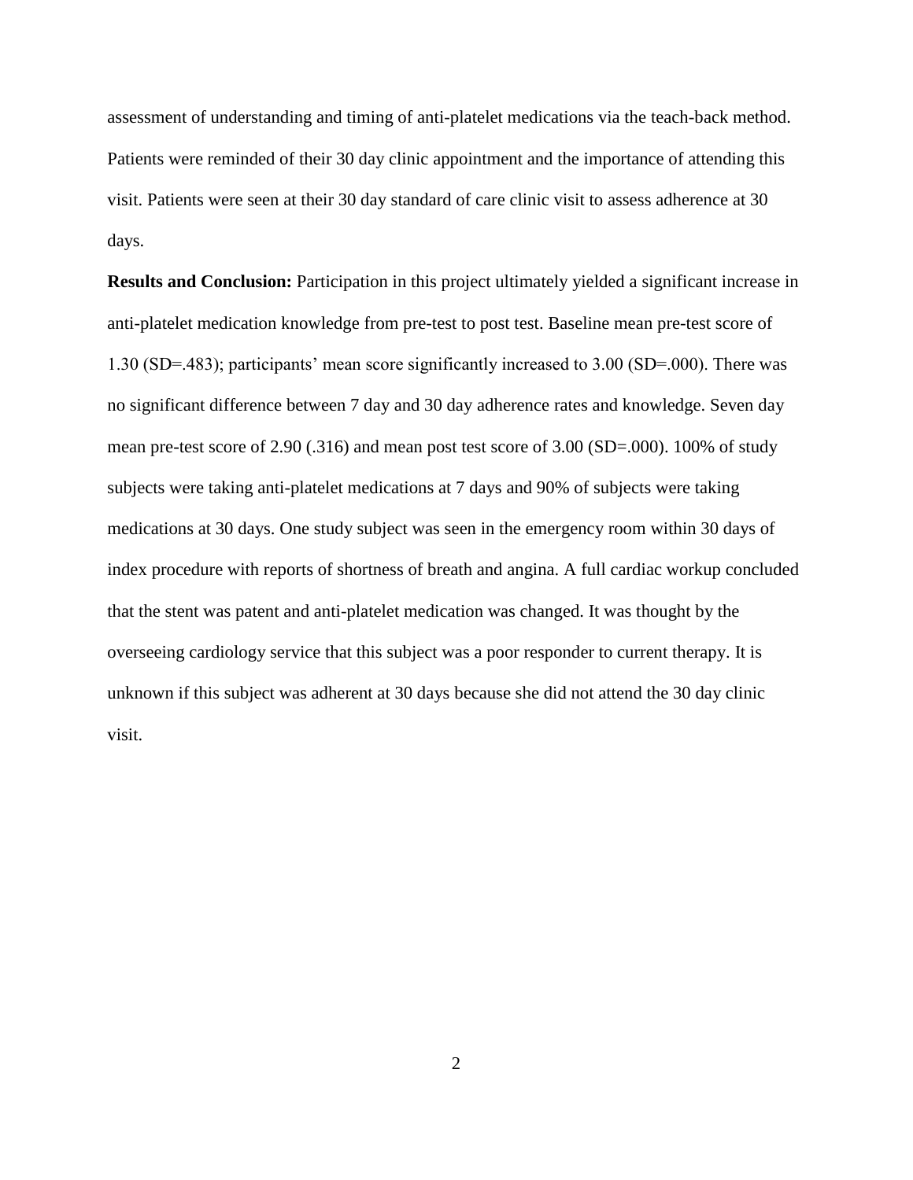assessment of understanding and timing of anti-platelet medications via the teach-back method. Patients were reminded of their 30 day clinic appointment and the importance of attending this visit. Patients were seen at their 30 day standard of care clinic visit to assess adherence at 30 days.

**Results and Conclusion:** Participation in this project ultimately yielded a significant increase in anti-platelet medication knowledge from pre-test to post test. Baseline mean pre-test score of 1.30 (SD=.483); participants' mean score significantly increased to 3.00 (SD=.000). There was no significant difference between 7 day and 30 day adherence rates and knowledge. Seven day mean pre-test score of 2.90 (.316) and mean post test score of 3.00 (SD=.000). 100% of study subjects were taking anti-platelet medications at 7 days and 90% of subjects were taking medications at 30 days. One study subject was seen in the emergency room within 30 days of index procedure with reports of shortness of breath and angina. A full cardiac workup concluded that the stent was patent and anti-platelet medication was changed. It was thought by the overseeing cardiology service that this subject was a poor responder to current therapy. It is unknown if this subject was adherent at 30 days because she did not attend the 30 day clinic visit.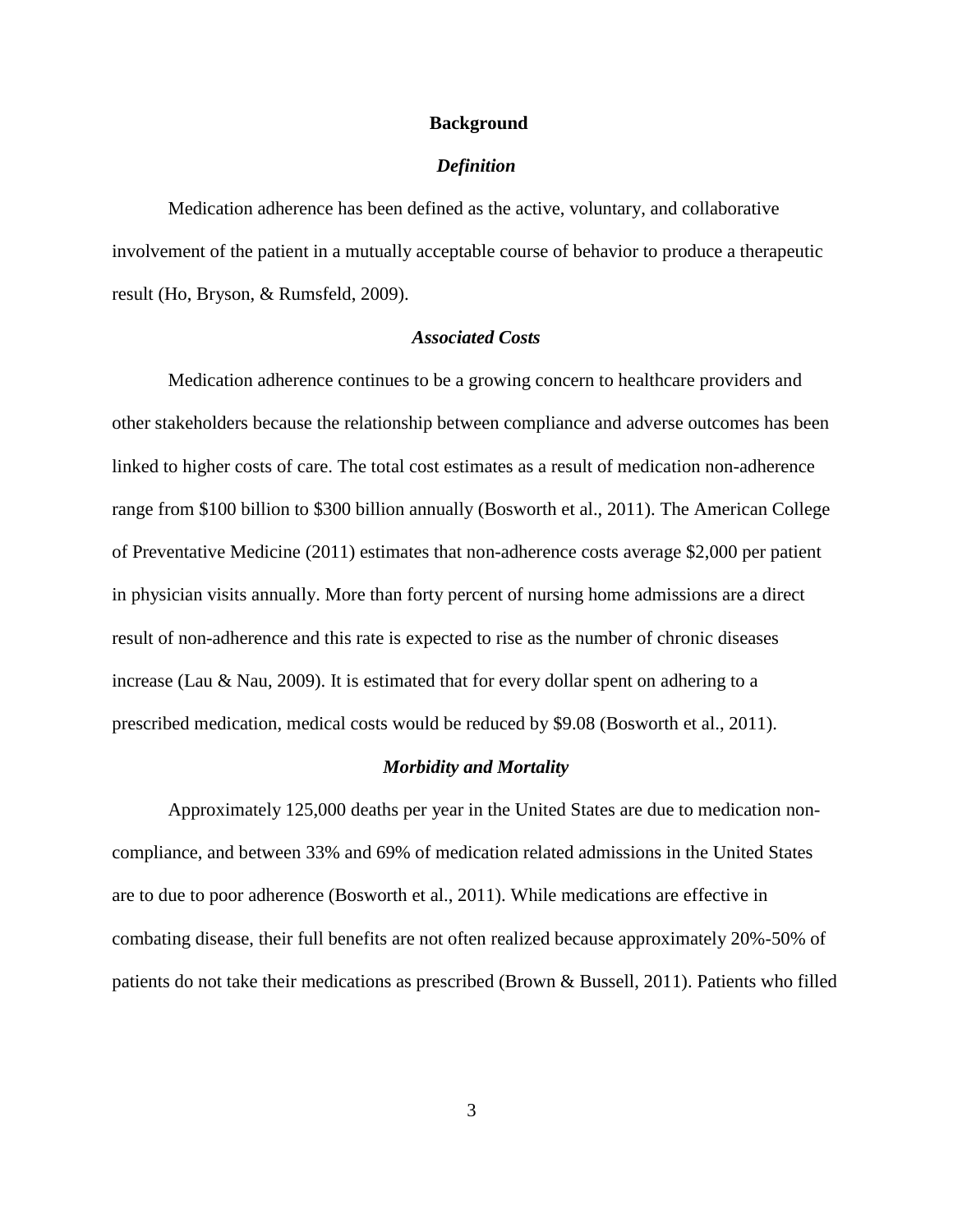## Background

### *Definition*

Medication adherence has been defined as the active, voluntary, and collaborative involvement of the patient in a mutually acceptable course of behavior to produce a therapeutic result (Ho, Bryson, & Rumsfeld, 2009).

### *Associated Costs*

Medication adherence continues to be a growing concern to healthcare providers and other stakeholders because the relationship between compliance and adverse outcomes has been linked to higher costs of care. The total cost estimates as a result of medication non-adherence range from $100 billion to $300 billion annually (Bosworth et al., 2011). The American College of Preventative Medicine (2011) estimates that non-adherence costs average $2,000 per patient in physician visits annually. More than forty percent of nursing home admissions are a direct result of non-adherence and this rate is expected to rise as the number of chronic diseases increase (Lau & Nau, 2009). It is estimated that for every dollar spent on adhering to a prescribed medication, medical costs would be reduced by $9.08 (Bosworth et al., 2011).

### *Morbidity and Mortality*

Approximately 125,000 deaths per year in the United States are due to medication non-compliance, and between 33% and 69% of medication related admissions in the United States are to due to poor adherence (Bosworth et al., 2011). While medications are effective in combating disease, their full benefits are not often realized because approximately 20%-50% of patients do not take their medications as prescribed (Brown & Bussell, 2011). Patients who filled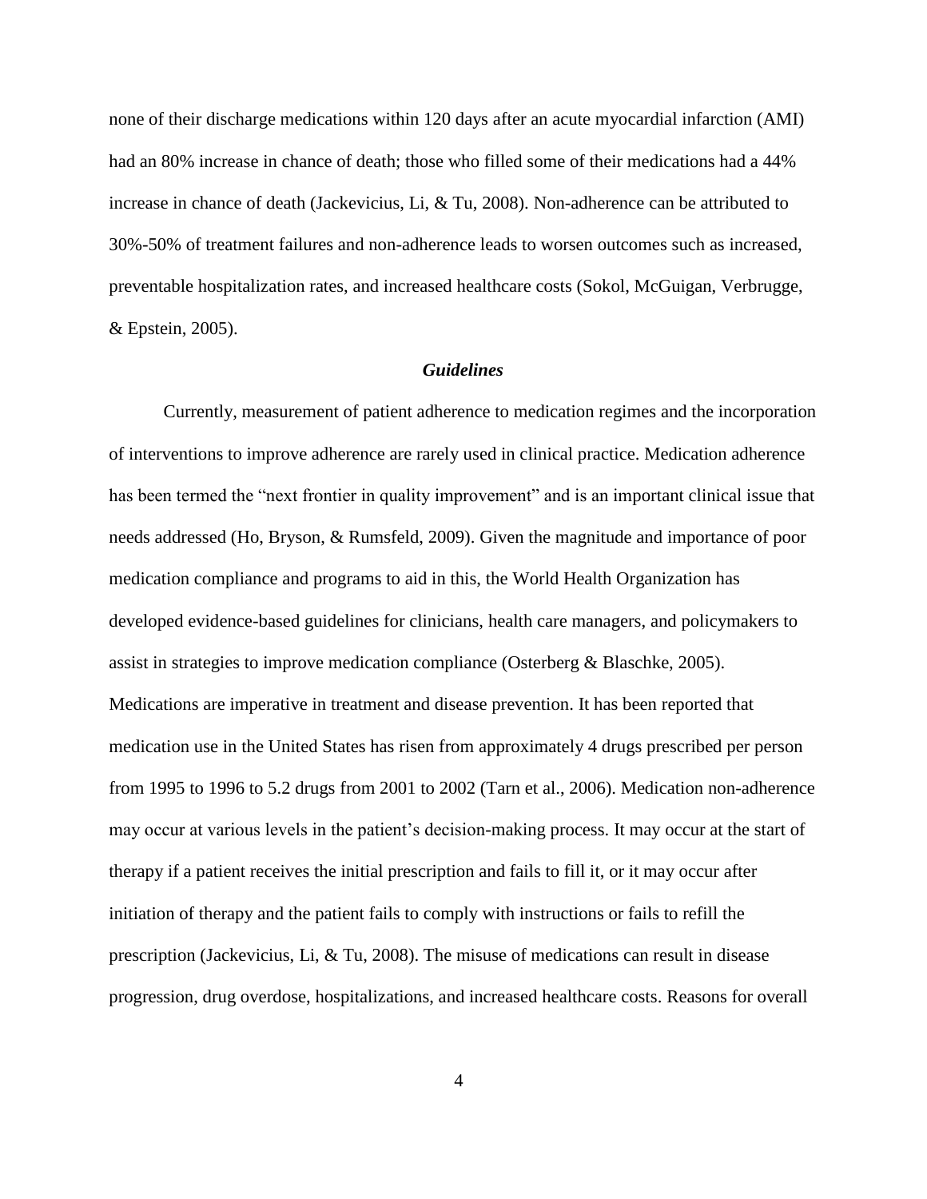none of their discharge medications within 120 days after an acute myocardial infarction (AMI) had an 80% increase in chance of death; those who filled some of their medications had a 44% increase in chance of death (Jackevicius, Li, & Tu, 2008). Non-adherence can be attributed to 30%-50% of treatment failures and non-adherence leads to worsen outcomes such as increased, preventable hospitalization rates, and increased healthcare costs (Sokol, McGuigan, Verbrugge, & Epstein, 2005).

### *Guidelines*

Currently, measurement of patient adherence to medication regimes and the incorporation of interventions to improve adherence are rarely used in clinical practice. Medication adherence has been termed the "next frontier in quality improvement" and is an important clinical issue that needs addressed (Ho, Bryson, & Rumsfeld, 2009). Given the magnitude and importance of poor medication compliance and programs to aid in this, the World Health Organization has developed evidence-based guidelines for clinicians, health care managers, and policymakers to assist in strategies to improve medication compliance (Osterberg & Blaschke, 2005). Medications are imperative in treatment and disease prevention. It has been reported that medication use in the United States has risen from approximately 4 drugs prescribed per person from 1995 to 1996 to 5.2 drugs from 2001 to 2002 (Tarn et al., 2006). Medication non-adherence may occur at various levels in the patient's decision-making process. It may occur at the start of therapy if a patient receives the initial prescription and fails to fill it, or it may occur after initiation of therapy and the patient fails to comply with instructions or fails to refill the prescription (Jackevicius, Li, & Tu, 2008). The misuse of medications can result in disease progression, drug overdose, hospitalizations, and increased healthcare costs. Reasons for overall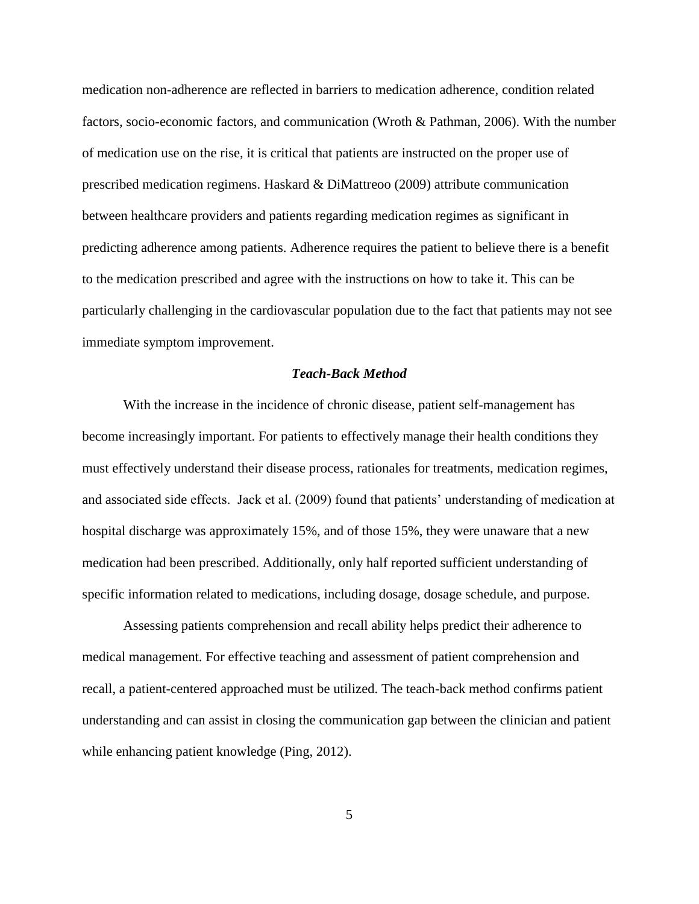medication non-adherence are reflected in barriers to medication adherence, condition related factors, socio-economic factors, and communication (Wroth & Pathman, 2006). With the number of medication use on the rise, it is critical that patients are instructed on the proper use of prescribed medication regimens. Haskard & DiMattreoo (2009) attribute communication between healthcare providers and patients regarding medication regimes as significant in predicting adherence among patients. Adherence requires the patient to believe there is a benefit to the medication prescribed and agree with the instructions on how to take it. This can be particularly challenging in the cardiovascular population due to the fact that patients may not see immediate symptom improvement.

### *Teach-Back Method*

With the increase in the incidence of chronic disease, patient self-management has become increasingly important. For patients to effectively manage their health conditions they must effectively understand their disease process, rationales for treatments, medication regimes, and associated side effects. Jack et al. (2009) found that patients' understanding of medication at hospital discharge was approximately 15%, and of those 15%, they were unaware that a new medication had been prescribed. Additionally, only half reported sufficient understanding of specific information related to medications, including dosage, dosage schedule, and purpose.

Assessing patients comprehension and recall ability helps predict their adherence to medical management. For effective teaching and assessment of patient comprehension and recall, a patient-centered approached must be utilized. The teach-back method confirms patient understanding and can assist in closing the communication gap between the clinician and patient while enhancing patient knowledge (Ping, 2012).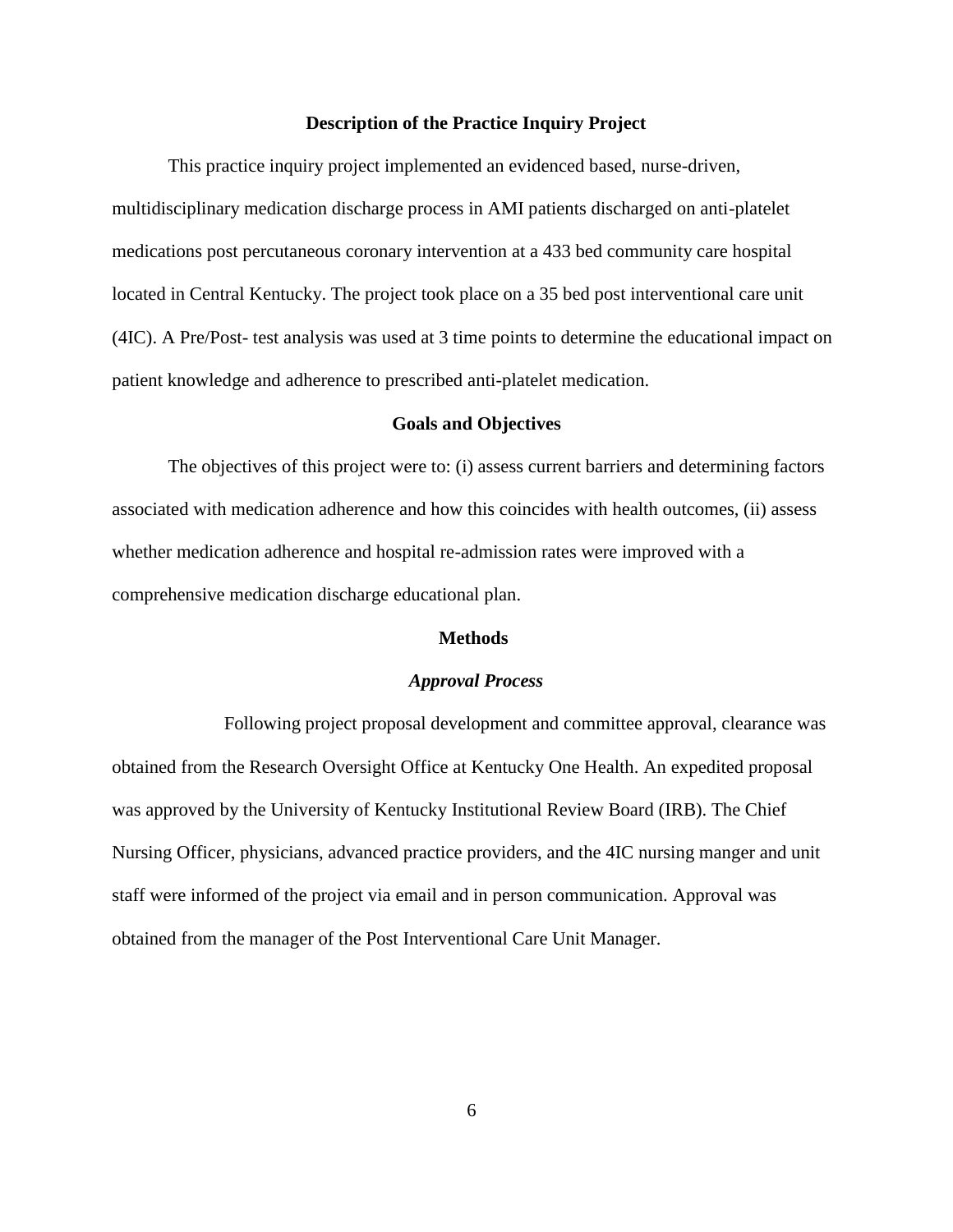## Description of the Practice Inquiry Project

This practice inquiry project implemented an evidenced based, nurse-driven, multidisciplinary medication discharge process in AMI patients discharged on anti-platelet medications post percutaneous coronary intervention at a 433 bed community care hospital located in Central Kentucky. The project took place on a 35 bed post interventional care unit (4IC). A Pre/Post- test analysis was used at 3 time points to determine the educational impact on patient knowledge and adherence to prescribed anti-platelet medication.

## Goals and Objectives

The objectives of this project were to: (i) assess current barriers and determining factors associated with medication adherence and how this coincides with health outcomes, (ii) assess whether medication adherence and hospital re-admission rates were improved with a comprehensive medication discharge educational plan.

## Methods

### *Approval Process*

Following project proposal development and committee approval, clearance was obtained from the Research Oversight Office at Kentucky One Health. An expedited proposal was approved by the University of Kentucky Institutional Review Board (IRB). The Chief Nursing Officer, physicians, advanced practice providers, and the 4IC nursing manger and unit staff were informed of the project via email and in person communication. Approval was obtained from the manager of the Post Interventional Care Unit Manager.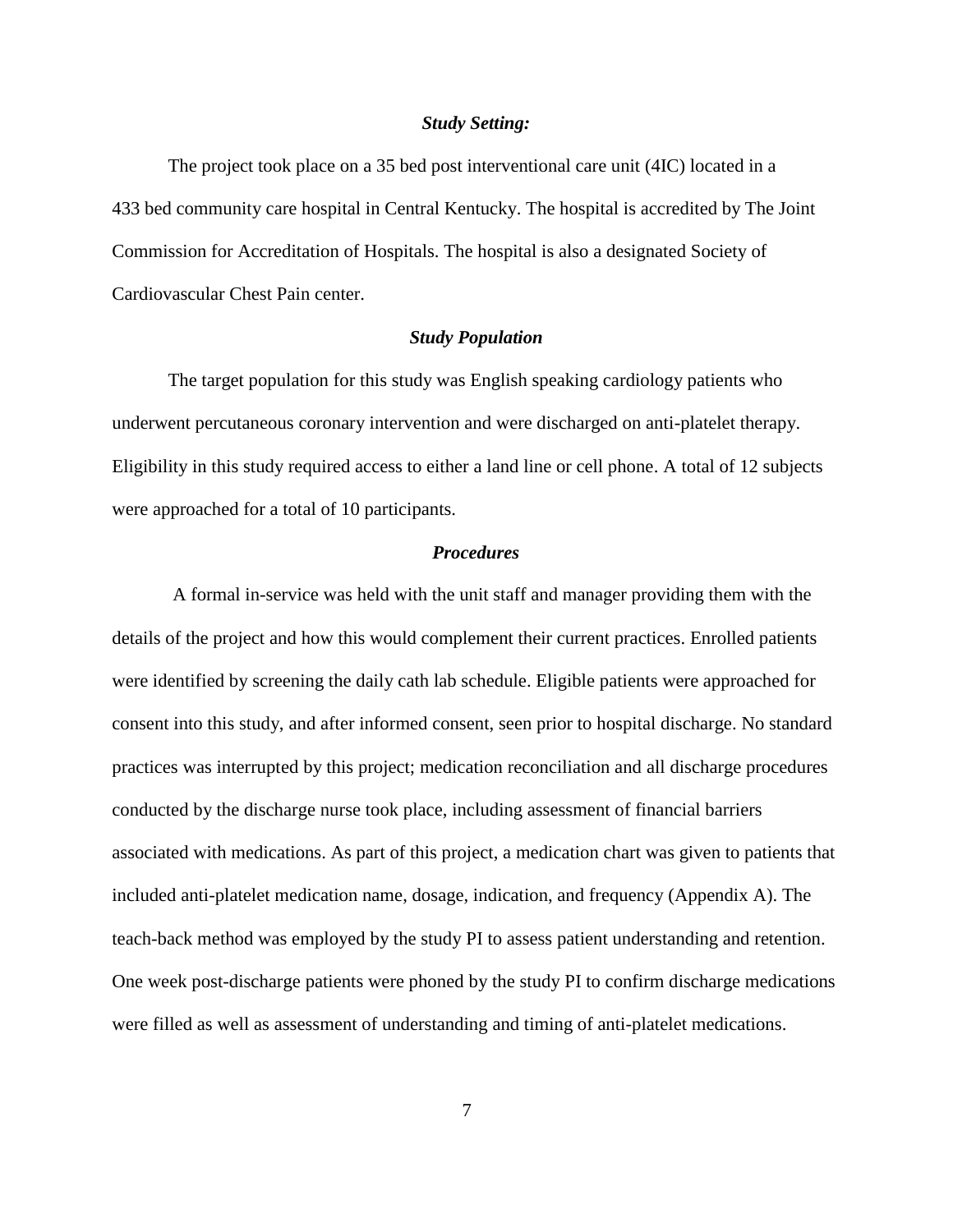### ***Study Setting:***

The project took place on a 35 bed post interventional care unit (4IC) located in a 433 bed community care hospital in Central Kentucky. The hospital is accredited by The Joint Commission for Accreditation of Hospitals. The hospital is also a designated Society of Cardiovascular Chest Pain center.

### ***Study Population***

The target population for this study was English speaking cardiology patients who underwent percutaneous coronary intervention and were discharged on anti-platelet therapy. Eligibility in this study required access to either a land line or cell phone. A total of 12 subjects were approached for a total of 10 participants.

### ***Procedures***

A formal in-service was held with the unit staff and manager providing them with the details of the project and how this would complement their current practices. Enrolled patients were identified by screening the daily cath lab schedule. Eligible patients were approached for consent into this study, and after informed consent, seen prior to hospital discharge. No standard practices was interrupted by this project; medication reconciliation and all discharge procedures conducted by the discharge nurse took place, including assessment of financial barriers associated with medications. As part of this project, a medication chart was given to patients that included anti-platelet medication name, dosage, indication, and frequency (Appendix A). The teach-back method was employed by the study PI to assess patient understanding and retention. One week post-discharge patients were phoned by the study PI to confirm discharge medications were filled as well as assessment of understanding and timing of anti-platelet medications.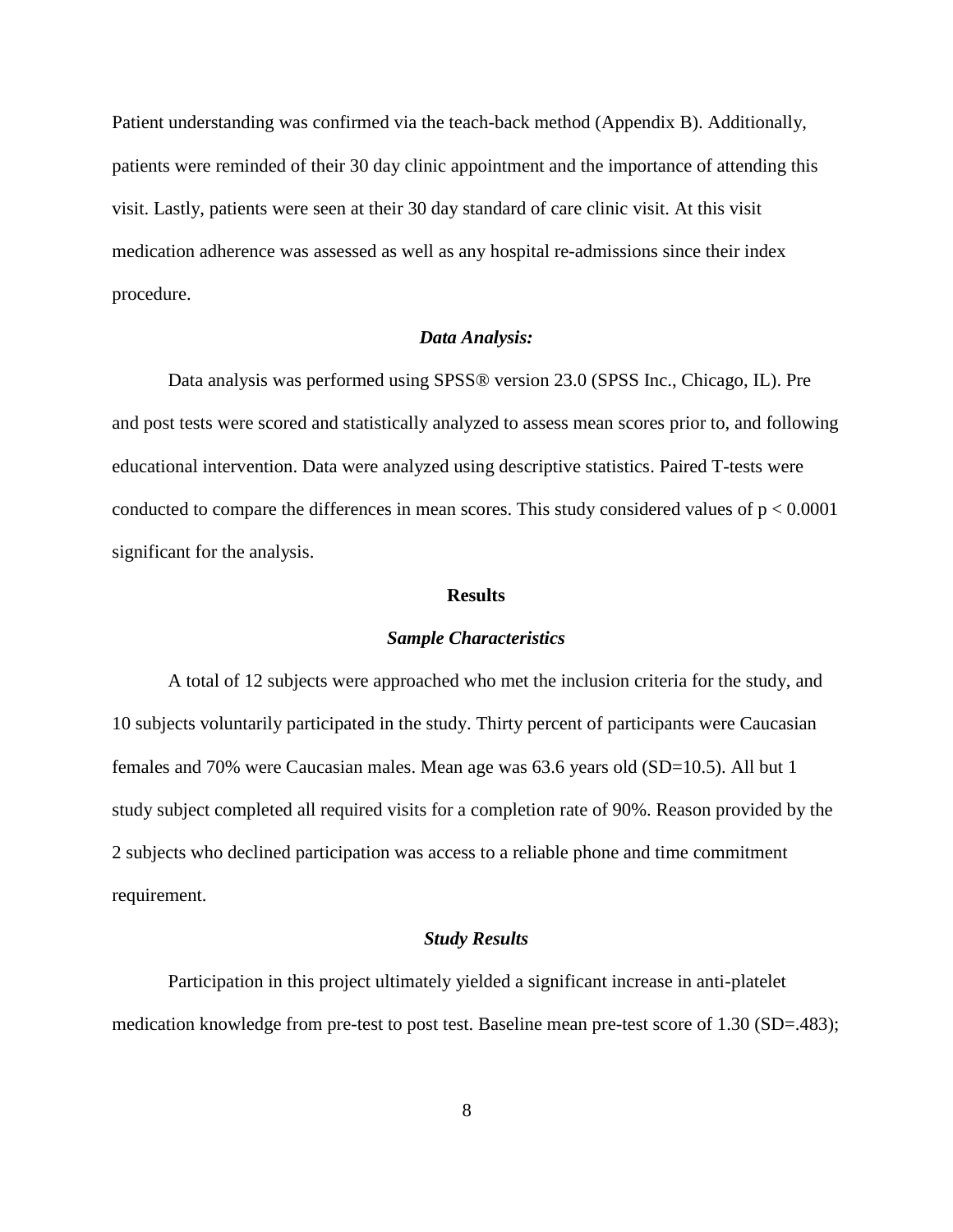Patient understanding was confirmed via the teach-back method (Appendix B). Additionally, patients were reminded of their 30 day clinic appointment and the importance of attending this visit. Lastly, patients were seen at their 30 day standard of care clinic visit. At this visit medication adherence was assessed as well as any hospital re-admissions since their index procedure.

### *Data Analysis:*

Data analysis was performed using SPSS® version 23.0 (SPSS Inc., Chicago, IL). Pre and post tests were scored and statistically analyzed to assess mean scores prior to, and following educational intervention. Data were analyzed using descriptive statistics. Paired T-tests were conducted to compare the differences in mean scores. This study considered values of $p < 0.0001$ significant for the analysis.

## Results

### *Sample Characteristics*

A total of 12 subjects were approached who met the inclusion criteria for the study, and 10 subjects voluntarily participated in the study. Thirty percent of participants were Caucasian females and 70% were Caucasian males. Mean age was 63.6 years old (SD=10.5). All but 1 study subject completed all required visits for a completion rate of 90%. Reason provided by the 2 subjects who declined participation was access to a reliable phone and time commitment requirement.

### *Study Results*

Participation in this project ultimately yielded a significant increase in anti-platelet medication knowledge from pre-test to post test. Baseline mean pre-test score of 1.30 (SD=.483);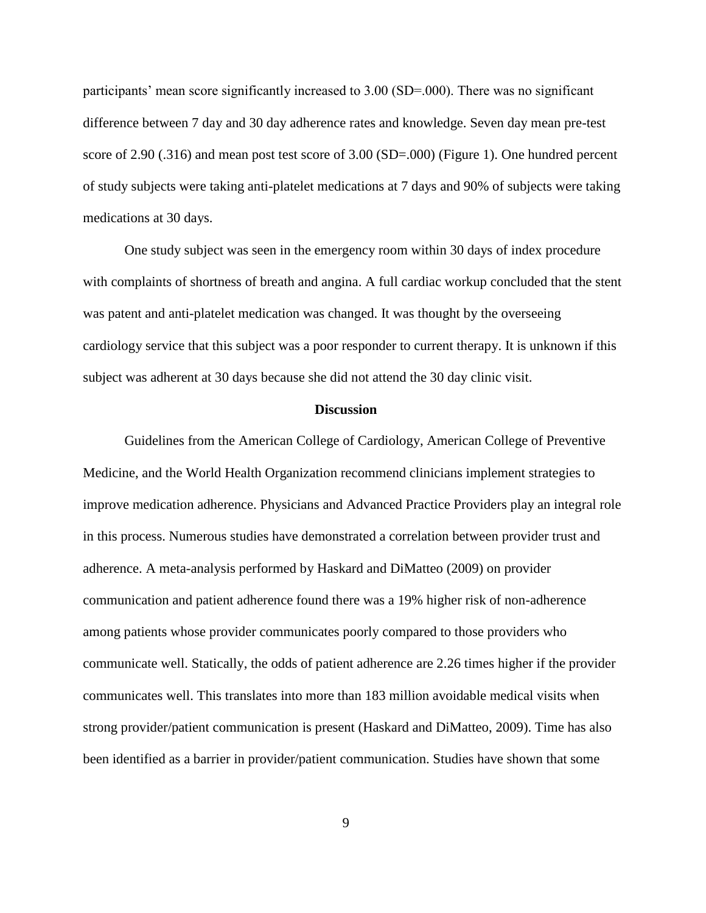participants' mean score significantly increased to 3.00 (SD=.000). There was no significant difference between 7 day and 30 day adherence rates and knowledge. Seven day mean pre-test score of 2.90 (.316) and mean post test score of 3.00 (SD=.000) (Figure 1). One hundred percent of study subjects were taking anti-platelet medications at 7 days and 90% of subjects were taking medications at 30 days.

One study subject was seen in the emergency room within 30 days of index procedure with complaints of shortness of breath and angina. A full cardiac workup concluded that the stent was patent and anti-platelet medication was changed. It was thought by the overseeing cardiology service that this subject was a poor responder to current therapy. It is unknown if this subject was adherent at 30 days because she did not attend the 30 day clinic visit.

## Discussion

Guidelines from the American College of Cardiology, American College of Preventive Medicine, and the World Health Organization recommend clinicians implement strategies to improve medication adherence. Physicians and Advanced Practice Providers play an integral role in this process. Numerous studies have demonstrated a correlation between provider trust and adherence. A meta-analysis performed by Haskard and DiMatteo (2009) on provider communication and patient adherence found there was a 19% higher risk of non-adherence among patients whose provider communicates poorly compared to those providers who communicate well. Statically, the odds of patient adherence are 2.26 times higher if the provider communicates well. This translates into more than 183 million avoidable medical visits when strong provider/patient communication is present (Haskard and DiMatteo, 2009). Time has also been identified as a barrier in provider/patient communication. Studies have shown that some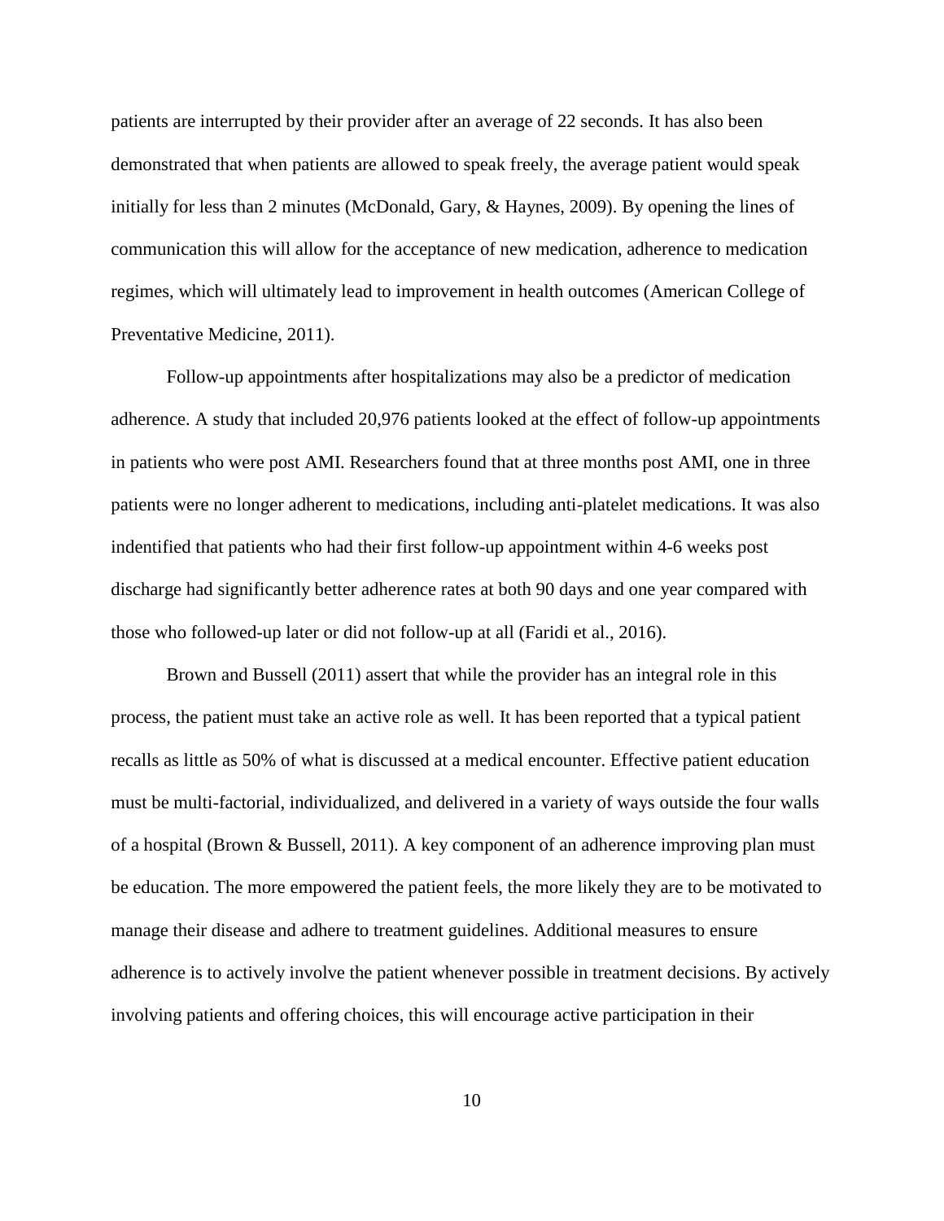patients are interrupted by their provider after an average of 22 seconds. It has also been demonstrated that when patients are allowed to speak freely, the average patient would speak initially for less than 2 minutes (McDonald, Gary, & Haynes, 2009). By opening the lines of communication this will allow for the acceptance of new medication, adherence to medication regimes, which will ultimately lead to improvement in health outcomes (American College of Preventative Medicine, 2011).

Follow-up appointments after hospitalizations may also be a predictor of medication adherence. A study that included 20,976 patients looked at the effect of follow-up appointments in patients who were post AMI. Researchers found that at three months post AMI, one in three patients were no longer adherent to medications, including anti-platelet medications. It was also indentified that patients who had their first follow-up appointment within 4-6 weeks post discharge had significantly better adherence rates at both 90 days and one year compared with those who followed-up later or did not follow-up at all (Faridi et al., 2016).

Brown and Bussell (2011) assert that while the provider has an integral role in this process, the patient must take an active role as well. It has been reported that a typical patient recalls as little as 50% of what is discussed at a medical encounter. Effective patient education must be multi-factorial, individualized, and delivered in a variety of ways outside the four walls of a hospital (Brown & Bussell, 2011). A key component of an adherence improving plan must be education. The more empowered the patient feels, the more likely they are to be motivated to manage their disease and adhere to treatment guidelines. Additional measures to ensure adherence is to actively involve the patient whenever possible in treatment decisions. By actively involving patients and offering choices, this will encourage active participation in their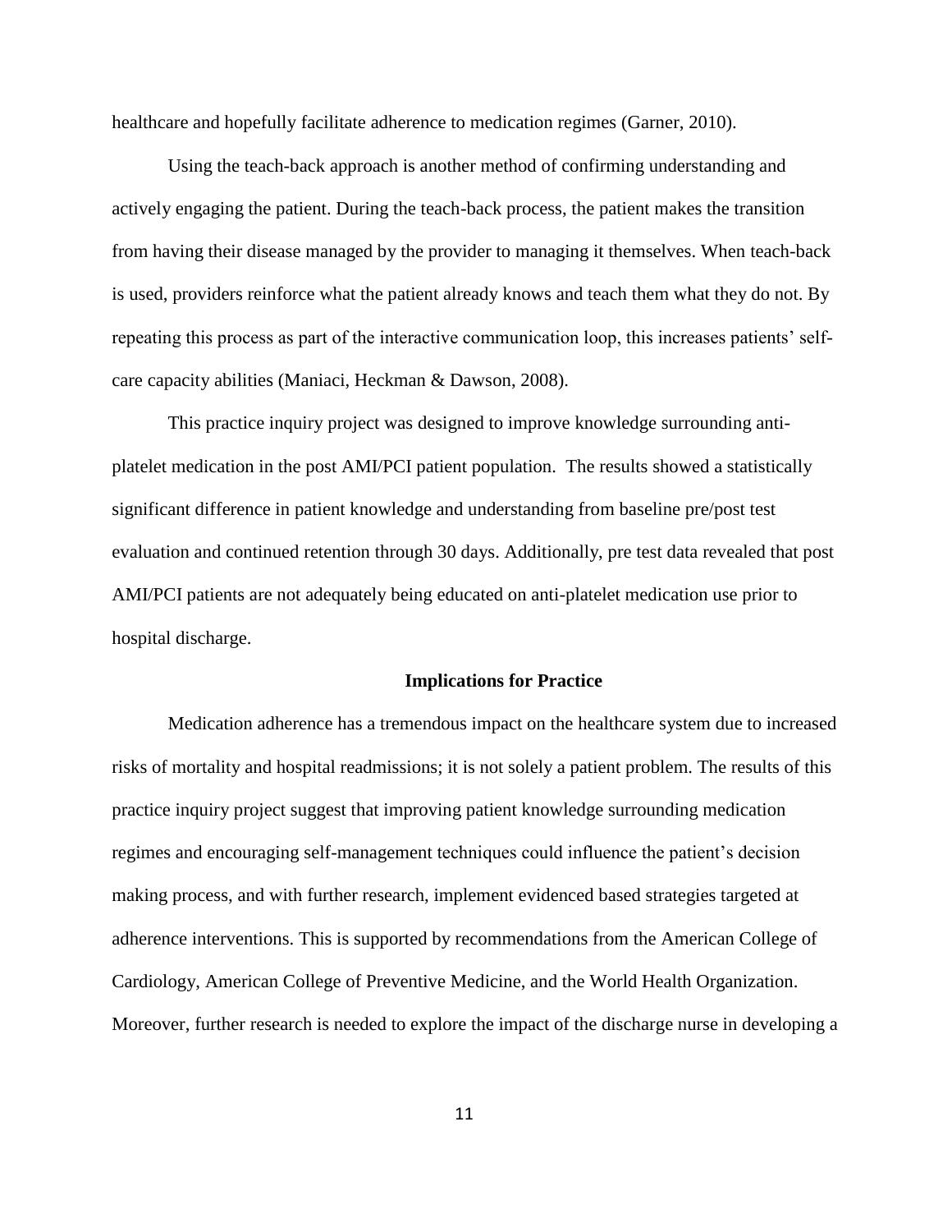healthcare and hopefully facilitate adherence to medication regimes (Garner, 2010).

Using the teach-back approach is another method of confirming understanding and actively engaging the patient. During the teach-back process, the patient makes the transition from having their disease managed by the provider to managing it themselves. When teach-back is used, providers reinforce what the patient already knows and teach them what they do not. By repeating this process as part of the interactive communication loop, this increases patients' self-care capacity abilities (Maniaci, Heckman & Dawson, 2008).

This practice inquiry project was designed to improve knowledge surrounding anti-platelet medication in the post AMI/PCI patient population. The results showed a statistically significant difference in patient knowledge and understanding from baseline pre/post test evaluation and continued retention through 30 days. Additionally, pre test data revealed that post AMI/PCI patients are not adequately being educated on anti-platelet medication use prior to hospital discharge.

**Implications for Practice**

Medication adherence has a tremendous impact on the healthcare system due to increased risks of mortality and hospital readmissions; it is not solely a patient problem. The results of this practice inquiry project suggest that improving patient knowledge surrounding medication regimes and encouraging self-management techniques could influence the patient's decision making process, and with further research, implement evidenced based strategies targeted at adherence interventions. This is supported by recommendations from the American College of Cardiology, American College of Preventive Medicine, and the World Health Organization. Moreover, further research is needed to explore the impact of the discharge nurse in developing a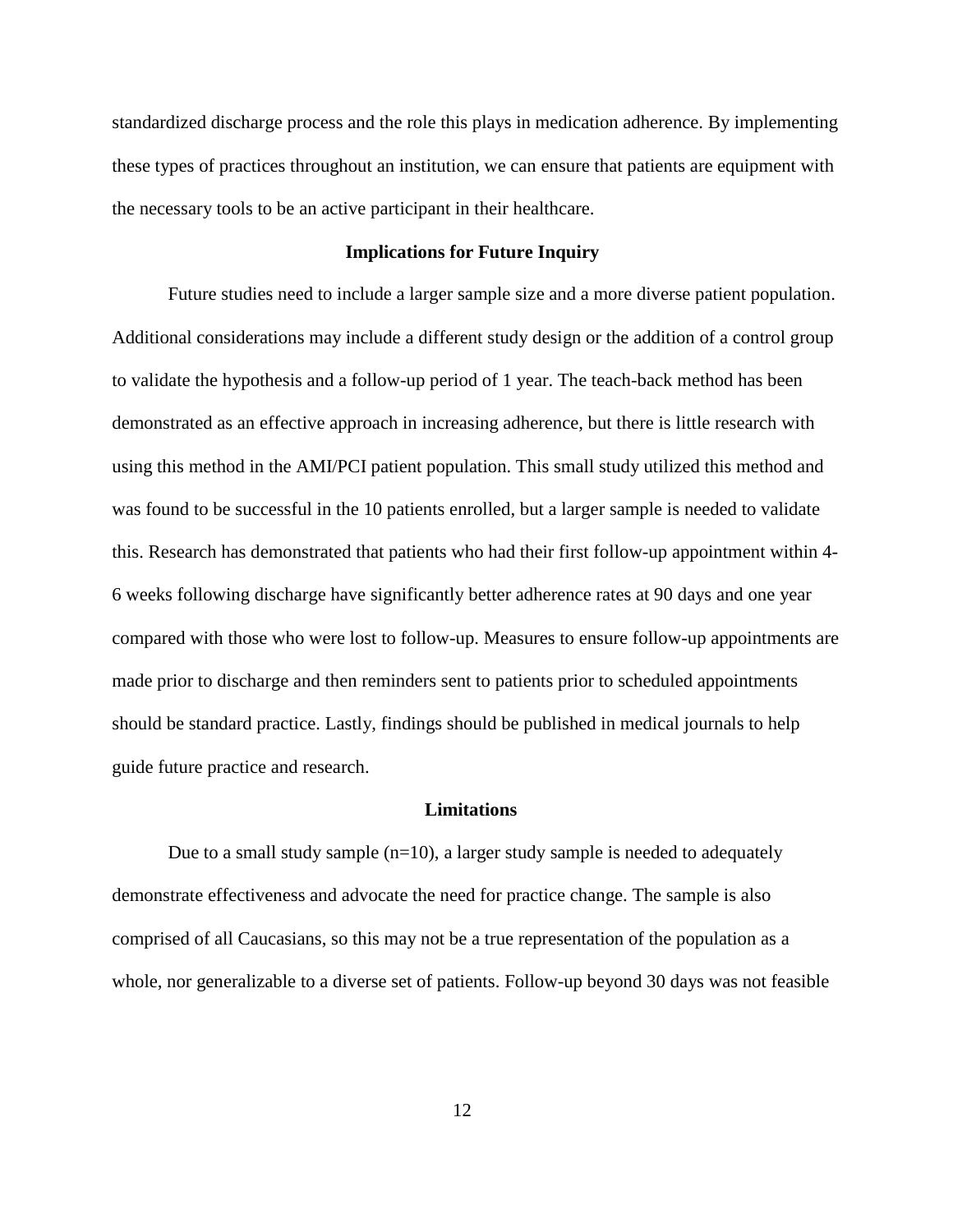standardized discharge process and the role this plays in medication adherence. By implementing these types of practices throughout an institution, we can ensure that patients are equipment with the necessary tools to be an active participant in their healthcare.

## Implications for Future Inquiry

Future studies need to include a larger sample size and a more diverse patient population. Additional considerations may include a different study design or the addition of a control group to validate the hypothesis and a follow-up period of 1 year. The teach-back method has been demonstrated as an effective approach in increasing adherence, but there is little research with using this method in the AMI/PCI patient population. This small study utilized this method and was found to be successful in the 10 patients enrolled, but a larger sample is needed to validate this. Research has demonstrated that patients who had their first follow-up appointment within 4-6 weeks following discharge have significantly better adherence rates at 90 days and one year compared with those who were lost to follow-up. Measures to ensure follow-up appointments are made prior to discharge and then reminders sent to patients prior to scheduled appointments should be standard practice. Lastly, findings should be published in medical journals to help guide future practice and research.

## Limitations

Due to a small study sample (n=10), a larger study sample is needed to adequately demonstrate effectiveness and advocate the need for practice change. The sample is also comprised of all Caucasians, so this may not be a true representation of the population as a whole, nor generalizable to a diverse set of patients. Follow-up beyond 30 days was not feasible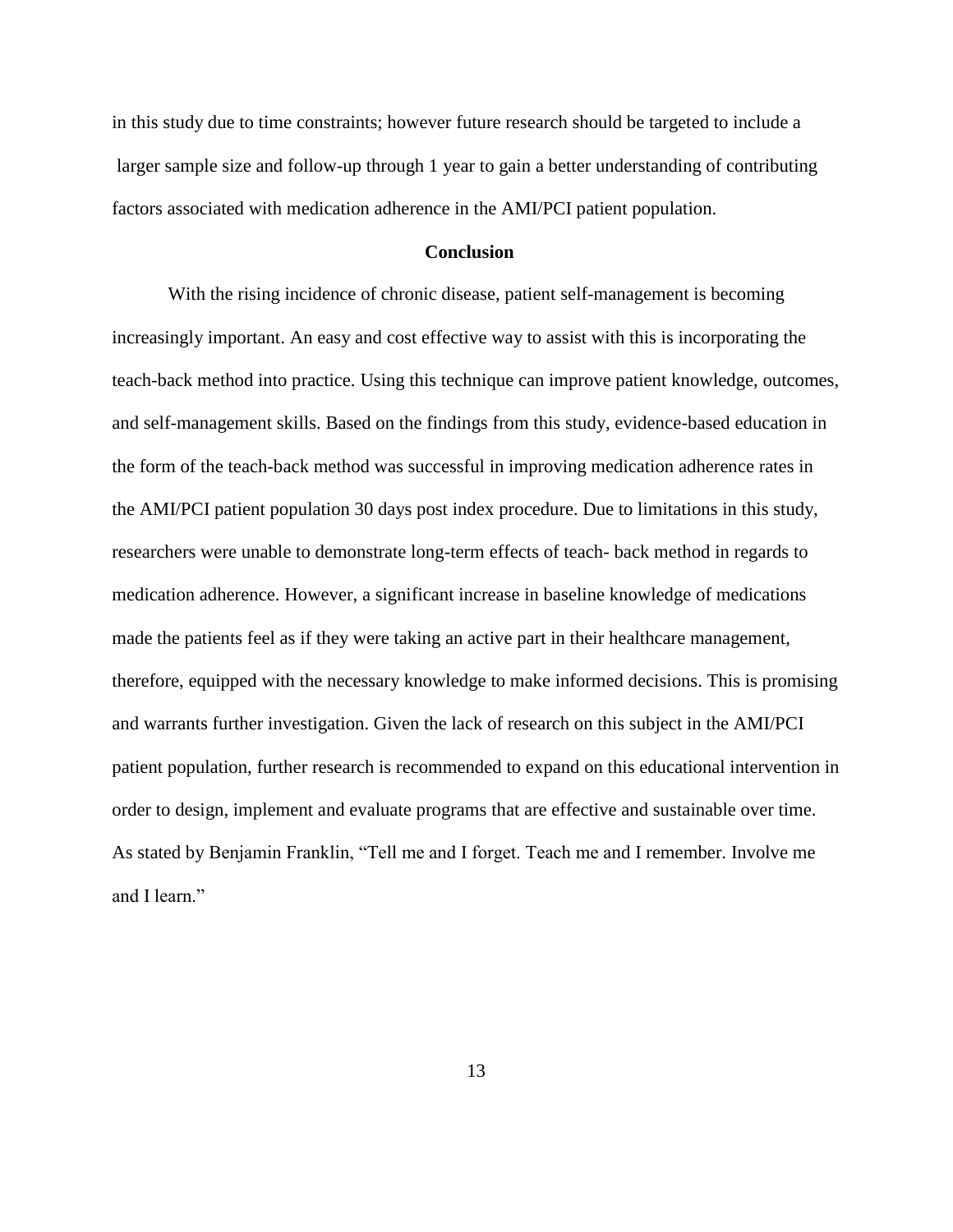in this study due to time constraints; however future research should be targeted to include a larger sample size and follow-up through 1 year to gain a better understanding of contributing factors associated with medication adherence in the AMI/PCI patient population.

## Conclusion

With the rising incidence of chronic disease, patient self-management is becoming increasingly important. An easy and cost effective way to assist with this is incorporating the teach-back method into practice. Using this technique can improve patient knowledge, outcomes, and self-management skills. Based on the findings from this study, evidence-based education in the form of the teach-back method was successful in improving medication adherence rates in the AMI/PCI patient population 30 days post index procedure. Due to limitations in this study, researchers were unable to demonstrate long-term effects of teach- back method in regards to medication adherence. However, a significant increase in baseline knowledge of medications made the patients feel as if they were taking an active part in their healthcare management, therefore, equipped with the necessary knowledge to make informed decisions. This is promising and warrants further investigation. Given the lack of research on this subject in the AMI/PCI patient population, further research is recommended to expand on this educational intervention in order to design, implement and evaluate programs that are effective and sustainable over time. As stated by Benjamin Franklin, "Tell me and I forget. Teach me and I remember. Involve me and I learn."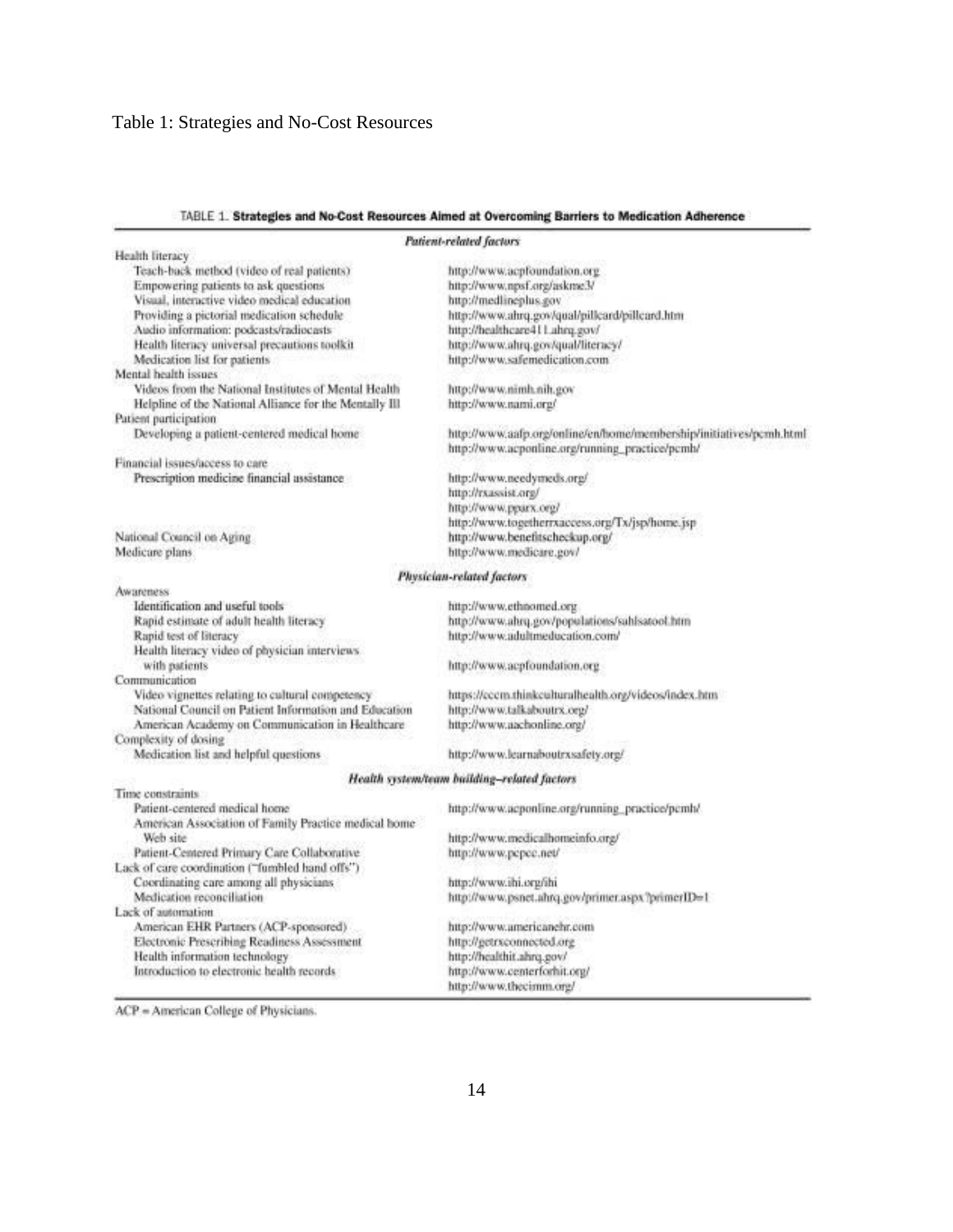Table 1: Strategies and No-Cost Resources

TABLE 1. **Strategies and No-Cost Resources Aimed at Overcoming Barriers to Medication Adherence**

| | |
|---|---|
| ***Patient-related factors*** | |
| Health literacy | |
| Teach-back method (video of real patients) | http://www.acpfoundation.org |
| Empowering patients to ask questions | http://www.npsf.org/askme3/ |
| Visual, interactive video medical education | http://medlineplus.gov |
| Providing a pictorial medication schedule | http://www.ahrq.gov/qual/pillcard/pillcard.htm |
| Audio information: podcasts/radiocasts | http://healthcare411.ahrq.gov/ |
| Health literacy universal precautions toolkit | http://www.ahrq.gov/qual/literacy/ |
| Medication list for patients | http://www.safemedication.com |
| Mental health issues | |
| Videos from the National Institutes of Mental Health | http://www.nimh.nih.gov |
| Helpline of the National Alliance for the Mentally Ill | http://www.nami.org/ |
| Patient participation | |
| Developing a patient-centered medical home | http://www.aafp.org/online/en/home/membership/initiatives/pcmh.html http://www.acponline.org/running_practice/pcmh/ |
| Financial issues/access to care | |
| Prescription medicine financial assistance | http://www.needymeds.org/ http://rxassist.org/ http://www.pparx.org/ http://www.togetherrxaccess.org/Tx/jsp/home.jsp |
| National Council on Aging | http://www.benefitscheckup.org/ |
| Medicare plans | http://www.medicare.gov/ |
| ***Physician-related factors*** | |
| Awareness | |
| Identification and useful tools | http://www.ethnomed.org |
| Rapid estimate of adult health literacy | http://www.ahrq.gov/populations/sahlsatool.htm |
| Rapid test of literacy | http://www.adultmeducation.com/ |
| Health literacy video of physician interviews with patients | http://www.acpfoundation.org |
| Communication | |
| Video vignettes relating to cultural competency | https://cccm.thinkculturalhealth.org/videos/index.htm |
| National Council on Patient Information and Education | http://www.talkaboutrx.org/ |
| American Academy on Communication in Healthcare | http://www.aachonline.org/ |
| Complexity of dosing | |
| Medication list and helpful questions | http://www.learnaboutrxsafety.org/ |
| ***Health system/team building–related factors*** | |
| Time constraints | |
| Patient-centered medical home | http://www.acponline.org/running_practice/pcmh/ |
| American Association of Family Practice medical home Web site | http://www.medicalhomeinfo.org/ |
| Patient-Centered Primary Care Collaborative | http://www.pcpcc.net/ |
| Lack of care coordination ("fumbled hand offs") | |
| Coordinating care among all physicians | http://www.ihi.org/ihi |
| Medication reconciliation | http://www.psnet.ahrq.gov/primer.aspx?primerID=1 |
| Lack of automation | |
| American EHR Partners (ACP-sponsored) | http://www.americanehr.com |
| Electronic Prescribing Readiness Assessment | http://getrxconnected.org |
| Health information technology | http://healthit.ahrq.gov/ |
| Introduction to electronic health records | http://www.centerforhit.org/ http://www.thecimm.org/ |

ACP = American College of Physicians.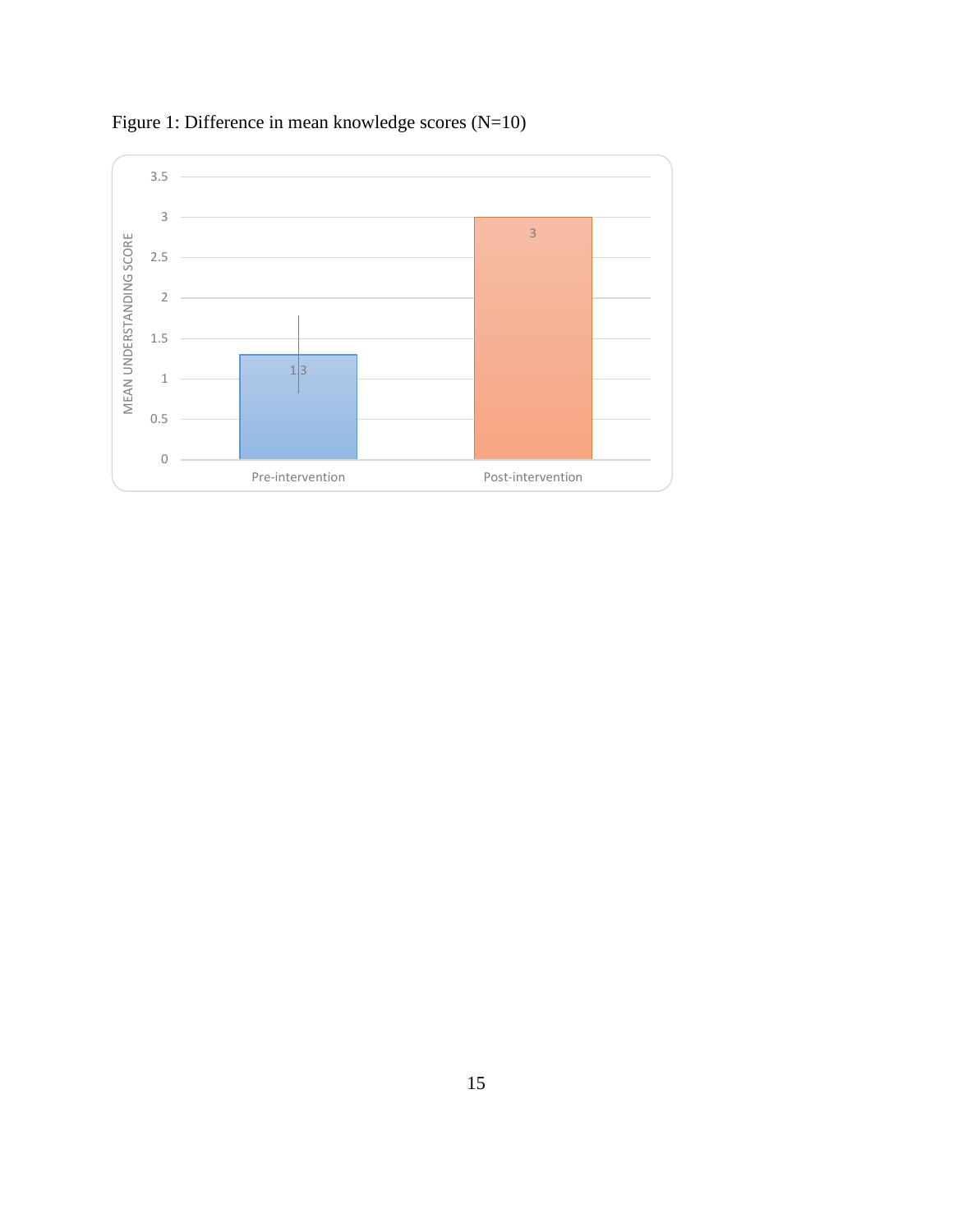Figure 1: Difference in mean knowledge scores (N=10)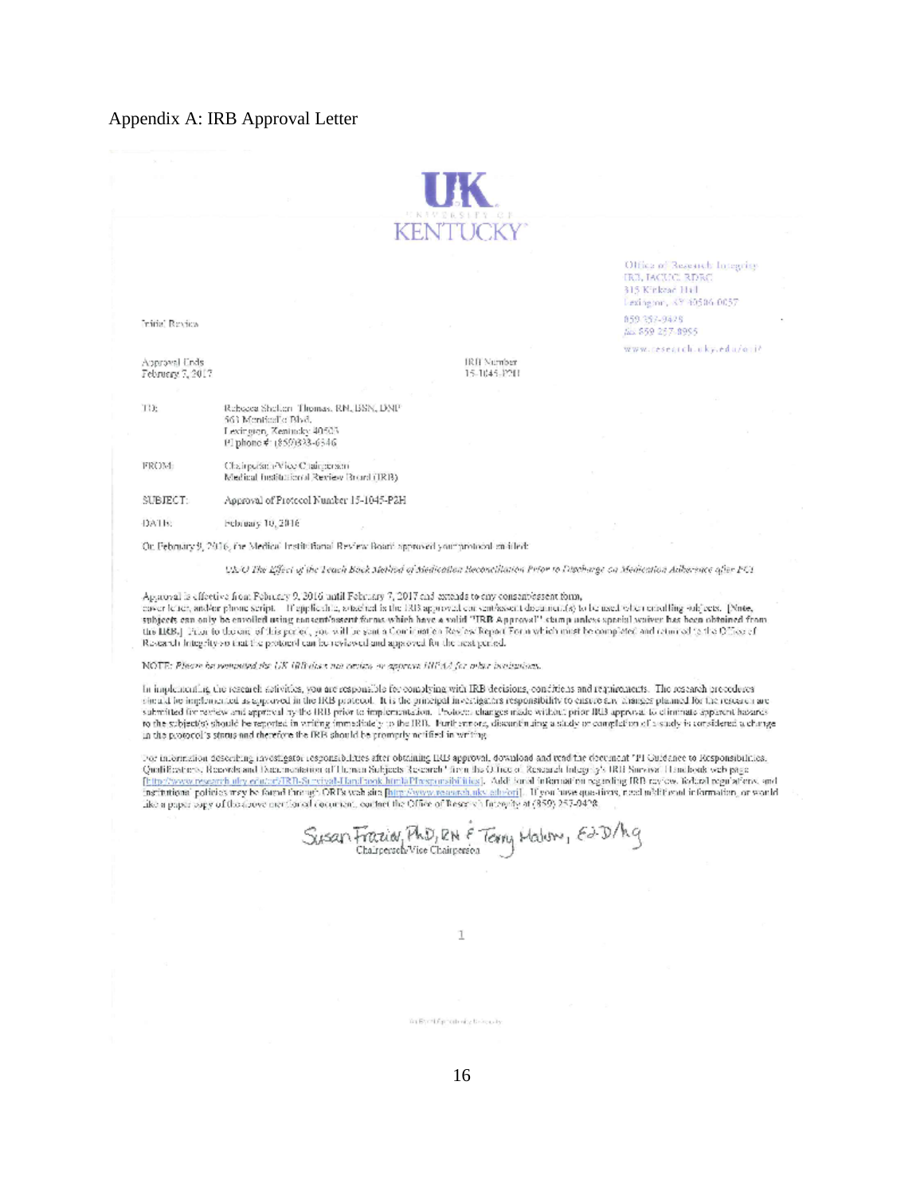Appendix A: IRB Approval Letter

UK
UNIVERSITY OF
KENTUCKY

Office of Research Integrity
IRB, IACUC, RDRC
315 Kinkead Hall
Lexington, KY 40506-0057
859 257-9428
fax 859 257-8995
www.research.uky.edu/ori/

Initial Review

Approval Ends
February 7, 2017

IRB Number
15-1045-P2H

TO: Rebecca Shelton Thomas, RN, BSN, DNP
563 Monticello Blvd.
Lexington, Kentucky 40503
PI phone #: (859)338-6546

FROM: Chairperson/Vice Chairperson
Medical Institutional Review Board (IRB)

SUBJECT: Approval of Protocol Number 15-1045-P2H

DATE: February 10, 2016

On February 9, 2016, the Medical Institutional Review Board approved your protocol entitled:

*UK/O The Effect of the Teach Back Method of Medication Reconciliation Prior to Discharge on Medication Adherence after PCI*

Approval is effective from February 9, 2016 until February 7, 2017 and extends to any consent/assent form, cover letter, and/or phone script. If applicable, attached is the IRB approved consent/assent document(s) to be used when enrolling subjects. [Note, **subjects can only be enrolled using consent/assent forms which have a valid "IRB Approval" stamp unless special waiver has been obtained from the IRB.**] Prior to the end of this period, you will be sent a Continuation Review Report Form which must be completed and returned to the Office of Research Integrity so that the protocol can be reviewed and approved for the next period.

NOTE: *Please be reminded the UK IRB does not review or approve HIPAA for other institutions.*

In implementing the research activities, you are responsible for complying with IRB decisions, conditions and requirements. The research procedures should be implemented as approved in the IRB protocol. It is the principal investigators responsibility to ensure any changes planned for the research are submitted for review and approval by the IRB prior to implementation. Protocol changes made without prior IRB approval to eliminate apparent hazards to the subject(s) should be reported in writing immediately to the IRB. Furthermore, discontinuing a study or completion of a study is considered a change in the protocol's status and therefore the IRB should be promptly notified in writing.

For information describing investigator responsibilities after obtaining IRB approval, download and read the document "PI Guidance to Responsibilities, Qualifications, Records and Documentation of Human Subjects Research" from the Office of Research Integrity's IRB Survival Handbook web page [http://www.research.uky.edu/ori/IRB-Survival-Handbook.html#PIresponsibilities]. Additional information regarding IRB review, federal regulations, and institutional policies may be found through ORI's web site [http://www.research.uky.edu/ori]. If you have questions, need additional information, or would like a paper copy of the above mentioned document, contact the Office of Research Integrity at (859) 257-9428.

Susan Frazier, PhD, RN & Terry Malone, EdD/hg
Chairperson/Vice Chairperson

1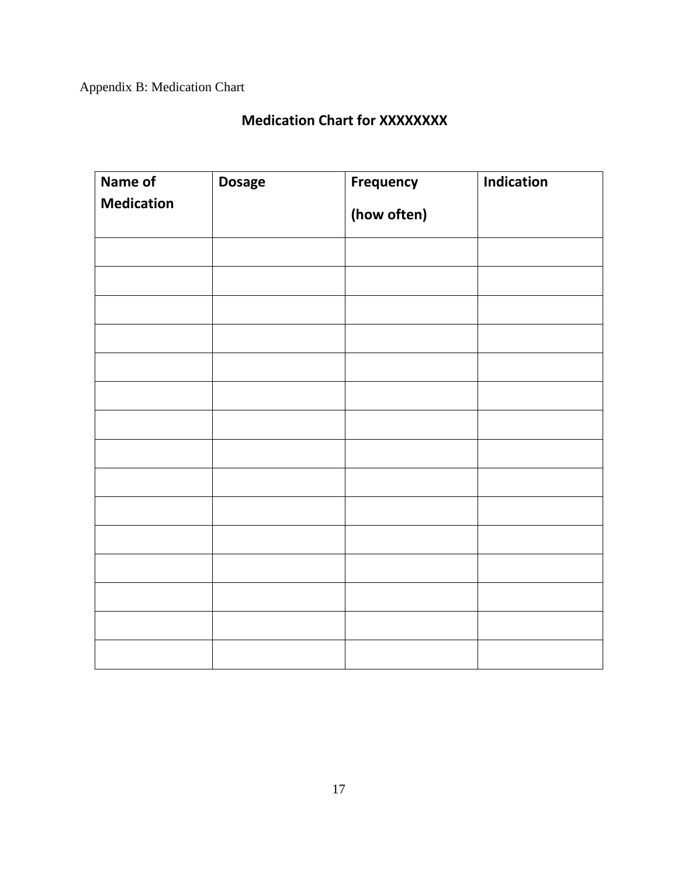Appendix B: Medication Chart

## Medication Chart for XXXXXXXX

| Name of Medication | Dosage | Frequency (how often) | Indication |
|---|---|---|---|
| | | | |
| | | | |
| | | | |
| | | | |
| | | | |
| | | | |
| | | | |
| | | | |
| | | | |
| | | | |
| | | | |
| | | | |
| | | | |
| | | | |
| | | | |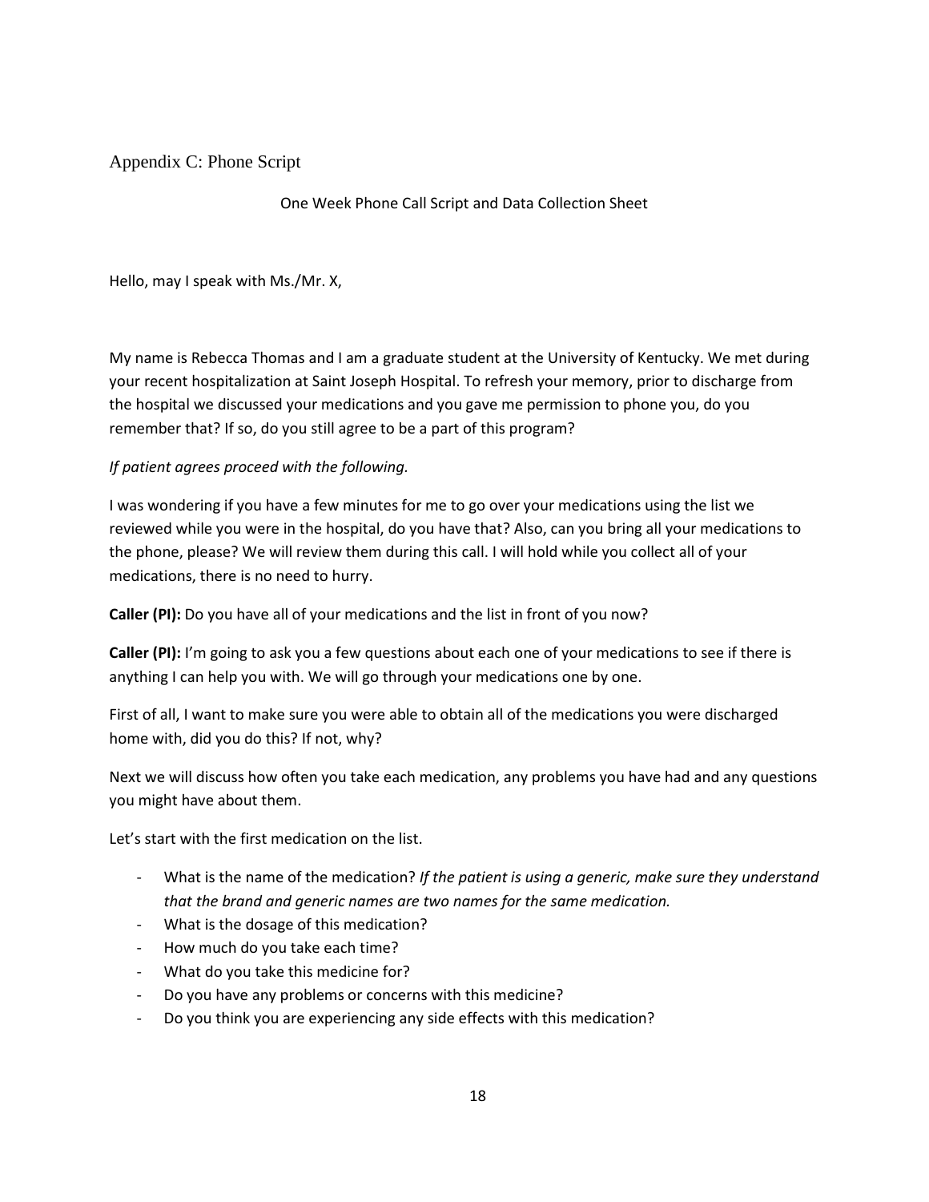# Appendix C: Phone Script

One Week Phone Call Script and Data Collection Sheet

Hello, may I speak with Ms./Mr. X,

My name is Rebecca Thomas and I am a graduate student at the University of Kentucky. We met during your recent hospitalization at Saint Joseph Hospital. To refresh your memory, prior to discharge from the hospital we discussed your medications and you gave me permission to phone you, do you remember that? If so, do you still agree to be a part of this program?

*If patient agrees proceed with the following.*

I was wondering if you have a few minutes for me to go over your medications using the list we reviewed while you were in the hospital, do you have that? Also, can you bring all your medications to the phone, please? We will review them during this call. I will hold while you collect all of your medications, there is no need to hurry.

**Caller (PI):** Do you have all of your medications and the list in front of you now?

**Caller (PI):** I'm going to ask you a few questions about each one of your medications to see if there is anything I can help you with. We will go through your medications one by one.

First of all, I want to make sure you were able to obtain all of the medications you were discharged home with, did you do this? If not, why?

Next we will discuss how often you take each medication, any problems you have had and any questions you might have about them.

Let's start with the first medication on the list.

- What is the name of the medication? *If the patient is using a generic, make sure they understand that the brand and generic names are two names for the same medication.*
- What is the dosage of this medication?
- How much do you take each time?
- What do you take this medicine for?
- Do you have any problems or concerns with this medicine?
- Do you think you are experiencing any side effects with this medication?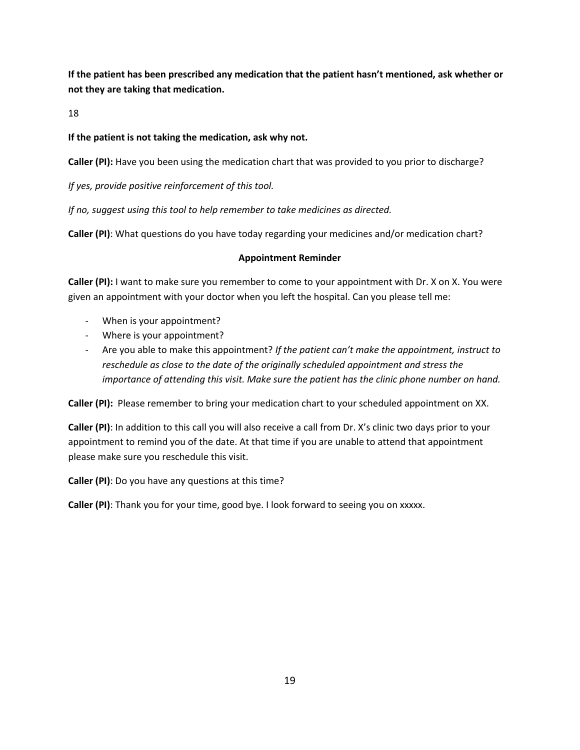**If the patient has been prescribed any medication that the patient hasn't mentioned, ask whether or not they are taking that medication.**

**If the patient is not taking the medication, ask why not.**

**Caller (PI):** Have you been using the medication chart that was provided to you prior to discharge?

*If yes, provide positive reinforcement of this tool.*

*If no, suggest using this tool to help remember to take medicines as directed.*

**Caller (PI)**: What questions do you have today regarding your medicines and/or medication chart?

**Appointment Reminder**

**Caller (PI):** I want to make sure you remember to come to your appointment with Dr. X on X. You were given an appointment with your doctor when you left the hospital. Can you please tell me:

- When is your appointment?
- Where is your appointment?
- Are you able to make this appointment? *If the patient can't make the appointment, instruct to reschedule as close to the date of the originally scheduled appointment and stress the importance of attending this visit. Make sure the patient has the clinic phone number on hand.*

**Caller (PI):** Please remember to bring your medication chart to your scheduled appointment on XX.

**Caller (PI)**: In addition to this call you will also receive a call from Dr. X's clinic two days prior to your appointment to remind you of the date. At that time if you are unable to attend that appointment please make sure you reschedule this visit.

**Caller (PI)**: Do you have any questions at this time?

**Caller (PI)**: Thank you for your time, good bye. I look forward to seeing you on xxxxx.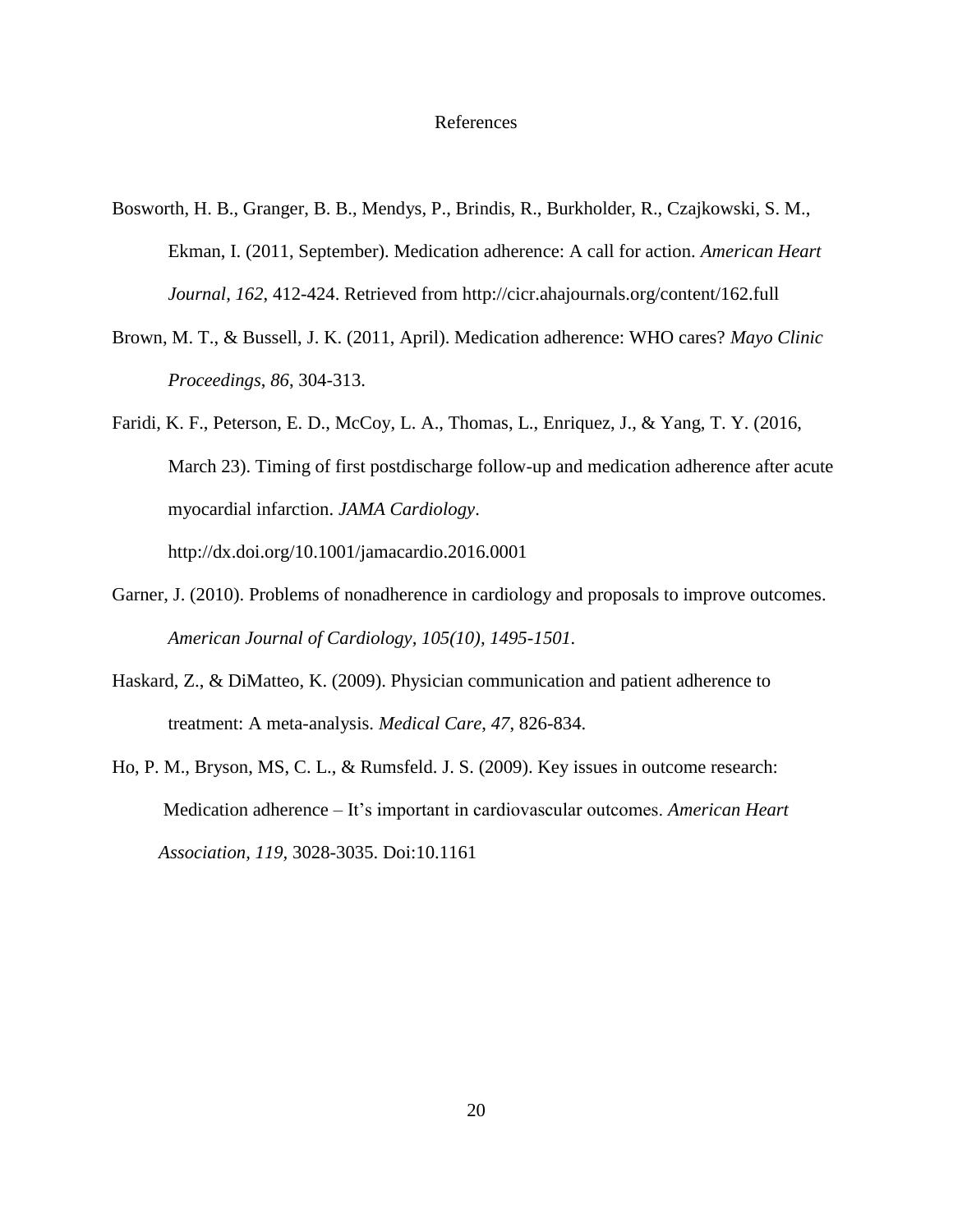# References

Bosworth, H. B., Granger, B. B., Mendys, P., Brindis, R., Burkholder, R., Czajkowski, S. M., Ekman, I. (2011, September). Medication adherence: A call for action. *American Heart Journal*, *162*, 412-424. Retrieved from http://cicr.ahajournals.org/content/162.full

Brown, M. T., & Bussell, J. K. (2011, April). Medication adherence: WHO cares? *Mayo Clinic Proceedings*, *86*, 304-313.

Faridi, K. F., Peterson, E. D., McCoy, L. A., Thomas, L., Enriquez, J., & Yang, T. Y. (2016, March 23). Timing of first postdischarge follow-up and medication adherence after acute myocardial infarction. *JAMA Cardiology*. http://dx.doi.org/10.1001/jamacardio.2016.0001

Garner, J. (2010). Problems of nonadherence in cardiology and proposals to improve outcomes. *American Journal of Cardiology, 105(10), 1495-1501.*

Haskard, Z., & DiMatteo, K. (2009). Physician communication and patient adherence to treatment: A meta-analysis. *Medical Care*, *47*, 826-834.

Ho, P. M., Bryson, MS, C. L., & Rumsfeld. J. S. (2009). Key issues in outcome research: Medication adherence – It's important in cardiovascular outcomes. *American Heart Association*, *119*, 3028-3035. Doi:10.1161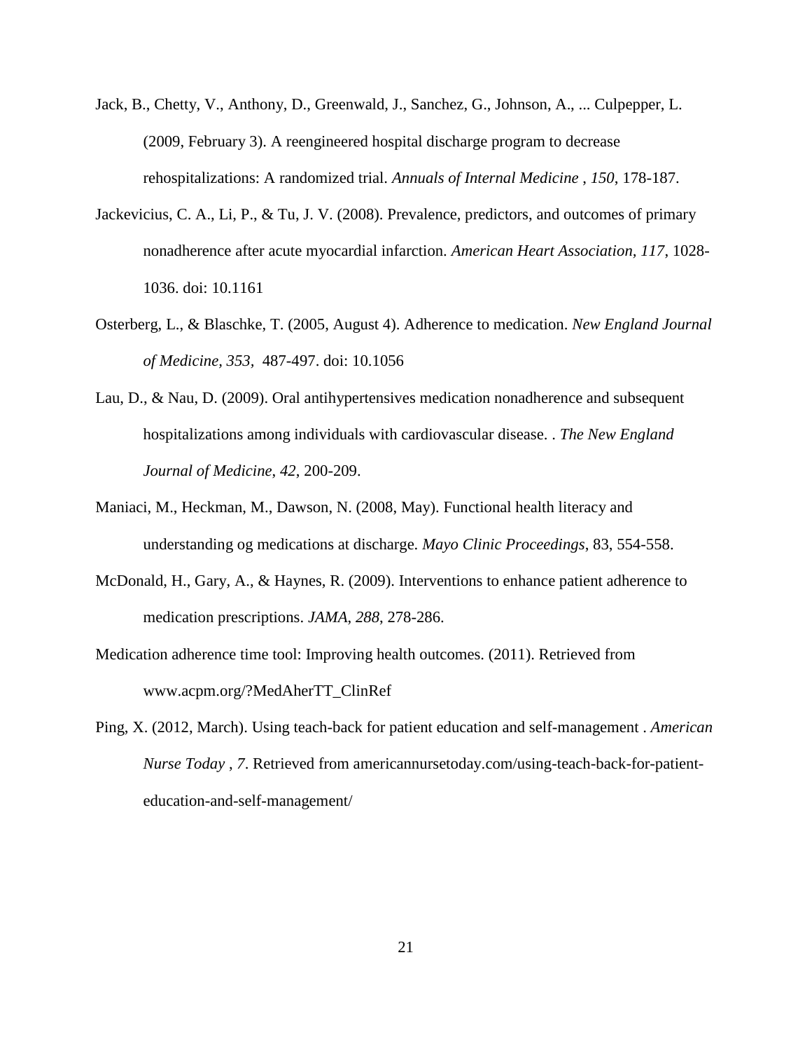Jack, B., Chetty, V., Anthony, D., Greenwald, J., Sanchez, G., Johnson, A., ... Culpepper, L. (2009, February 3). A reengineered hospital discharge program to decrease rehospitalizations: A randomized trial. *Annuals of Internal Medicine* , *150*, 178-187.

Jackevicius, C. A., Li, P., & Tu, J. V. (2008). Prevalence, predictors, and outcomes of primary nonadherence after acute myocardial infarction. *American Heart Association*, *117*, 1028-1036. doi: 10.1161

Osterberg, L., & Blaschke, T. (2005, August 4). Adherence to medication. *New England Journal of Medicine, 353*, 487-497. doi: 10.1056

Lau, D., & Nau, D. (2009). Oral antihypertensives medication nonadherence and subsequent hospitalizations among individuals with cardiovascular disease. . *The New England Journal of Medicine*, *42*, 200-209.

Maniaci, M., Heckman, M., Dawson, N. (2008, May). Functional health literacy and understanding og medications at discharge. *Mayo Clinic Proceedings*, 83, 554-558.

McDonald, H., Gary, A., & Haynes, R. (2009). Interventions to enhance patient adherence to medication prescriptions. *JAMA*, *288*, 278-286.

Medication adherence time tool: Improving health outcomes. (2011). Retrieved from www.acpm.org/?MedAherTT_ClinRef

Ping, X. (2012, March). Using teach-back for patient education and self-management . *American Nurse Today* , *7*. Retrieved from americannursetoday.com/using-teach-back-for-patient-education-and-self-management/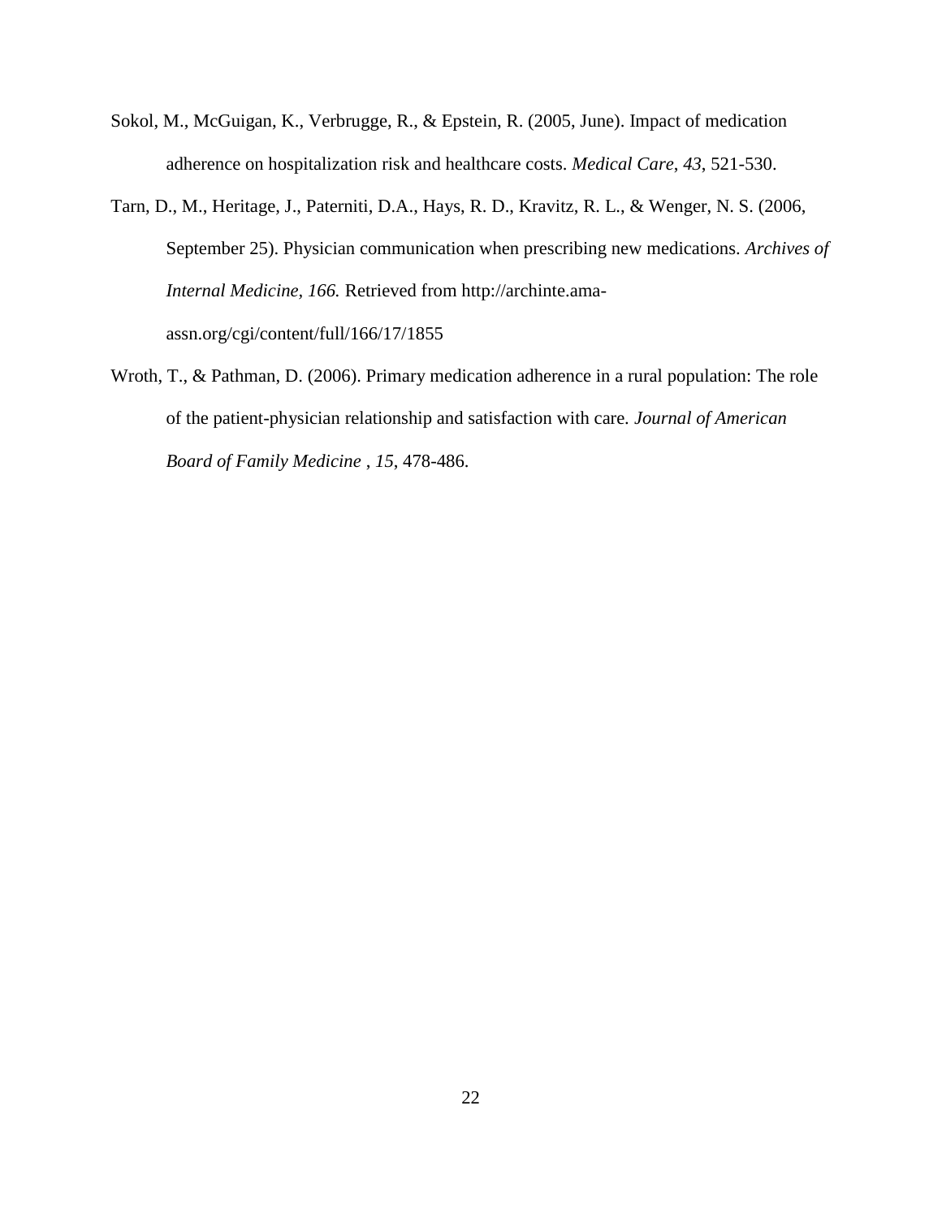Sokol, M., McGuigan, K., Verbrugge, R., & Epstein, R. (2005, June). Impact of medication adherence on hospitalization risk and healthcare costs. *Medical Care*, *43*, 521-530.

Tarn, D., M., Heritage, J., Paterniti, D.A., Hays, R. D., Kravitz, R. L., & Wenger, N. S. (2006, September 25). Physician communication when prescribing new medications. *Archives of Internal Medicine, 166.* Retrieved from http://archinte.ama-assn.org/cgi/content/full/166/17/1855

Wroth, T., & Pathman, D. (2006). Primary medication adherence in a rural population: The role of the patient-physician relationship and satisfaction with care. *Journal of American Board of Family Medicine* , *15*, 478-486.